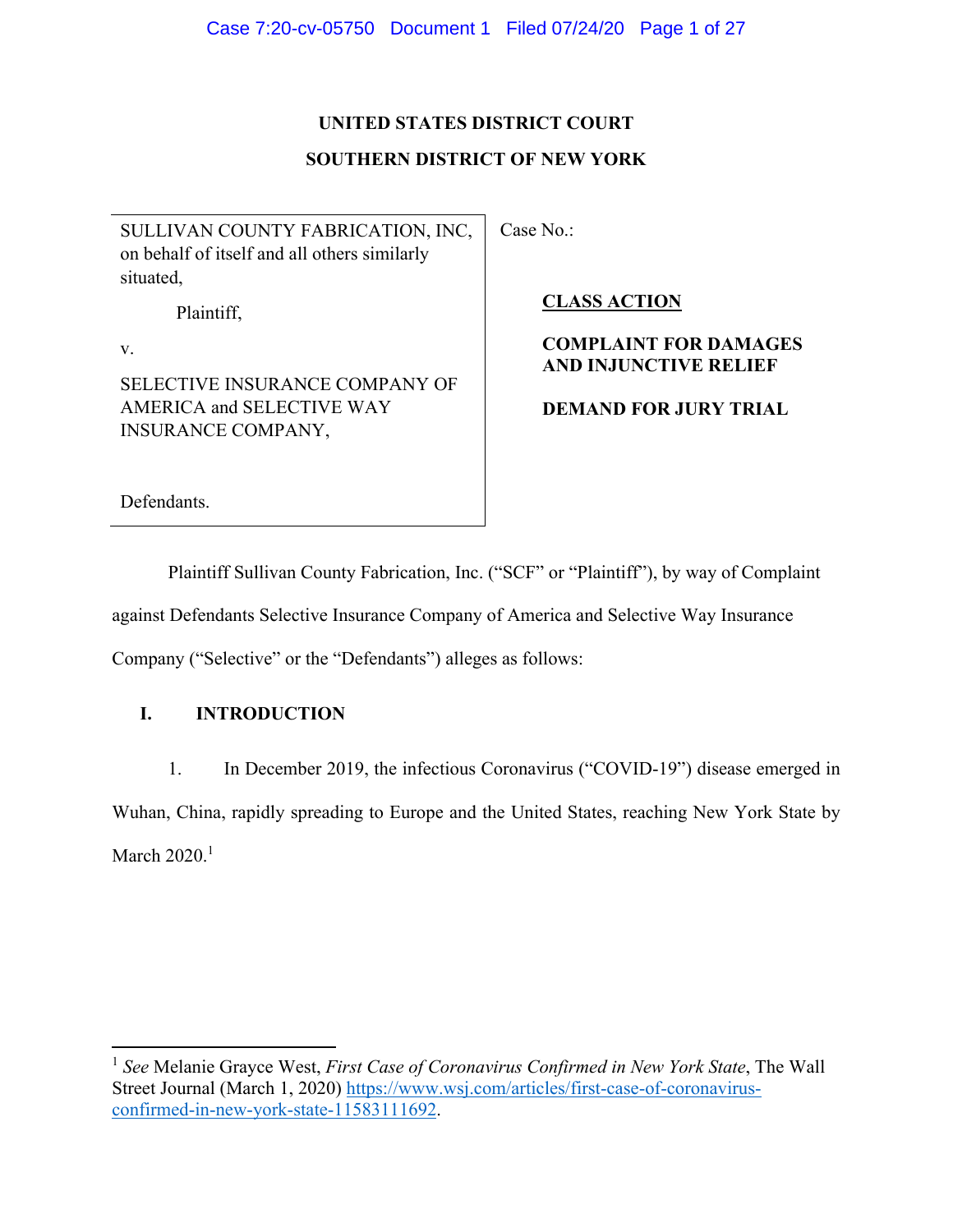# UNITED STATES DISTRICT COURT

# SOUTHERN DISTRICT OF NEW YORK

| | |
|---|---|
| SULLIVAN COUNTY FABRICATION, INC, on behalf of itself and all others similarly situated,<br><br>Plaintiff,<br><br>v.<br><br>SELECTIVE INSURANCE COMPANY OF AMERICA and SELECTIVE WAY INSURANCE COMPANY,<br><br>Defendants. | Case No.:<br><br>**CLASS ACTION**<br><br>**COMPLAINT FOR DAMAGES AND INJUNCTIVE RELIEF**<br><br>**DEMAND FOR JURY TRIAL** |

Plaintiff Sullivan County Fabrication, Inc. ("SCF" or "Plaintiff"), by way of Complaint against Defendants Selective Insurance Company of America and Selective Way Insurance Company ("Selective" or the "Defendants") alleges as follows:

## I. INTRODUCTION

1. In December 2019, the infectious Coronavirus ("COVID-19") disease emerged in Wuhan, China, rapidly spreading to Europe and the United States, reaching New York State by March 2020.[1]

[1] *See* Melanie Grayce West, *First Case of Coronavirus Confirmed in New York State*, The Wall Street Journal (March 1, 2020) https://www.wsj.com/articles/first-case-of-coronavirus-confirmed-in-new-york-state-11583111692.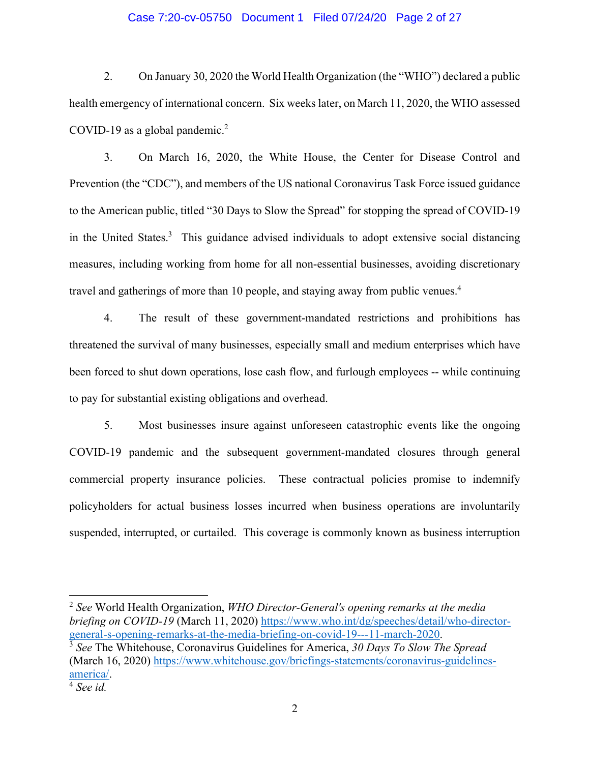2. On January 30, 2020 the World Health Organization (the "WHO") declared a public health emergency of international concern. Six weeks later, on March 11, 2020, the WHO assessed COVID-19 as a global pandemic.[2]

3. On March 16, 2020, the White House, the Center for Disease Control and Prevention (the "CDC"), and members of the US national Coronavirus Task Force issued guidance to the American public, titled "30 Days to Slow the Spread" for stopping the spread of COVID-19 in the United States.[3] This guidance advised individuals to adopt extensive social distancing measures, including working from home for all non-essential businesses, avoiding discretionary travel and gatherings of more than 10 people, and staying away from public venues.[4]

4. The result of these government-mandated restrictions and prohibitions has threatened the survival of many businesses, especially small and medium enterprises which have been forced to shut down operations, lose cash flow, and furlough employees -- while continuing to pay for substantial existing obligations and overhead.

5. Most businesses insure against unforeseen catastrophic events like the ongoing COVID-19 pandemic and the subsequent government-mandated closures through general commercial property insurance policies. These contractual policies promise to indemnify policyholders for actual business losses incurred when business operations are involuntarily suspended, interrupted, or curtailed. This coverage is commonly known as business interruption

---

[2] *See* World Health Organization, *WHO Director-General's opening remarks at the media briefing on COVID-19* (March 11, 2020) https://www.who.int/dg/speeches/detail/who-director-general-s-opening-remarks-at-the-media-briefing-on-covid-19---11-march-2020.

[3] *See* The Whitehouse, Coronavirus Guidelines for America, *30 Days To Slow The Spread* (March 16, 2020) https://www.whitehouse.gov/briefings-statements/coronavirus-guidelines-america/.

[4] *See id.*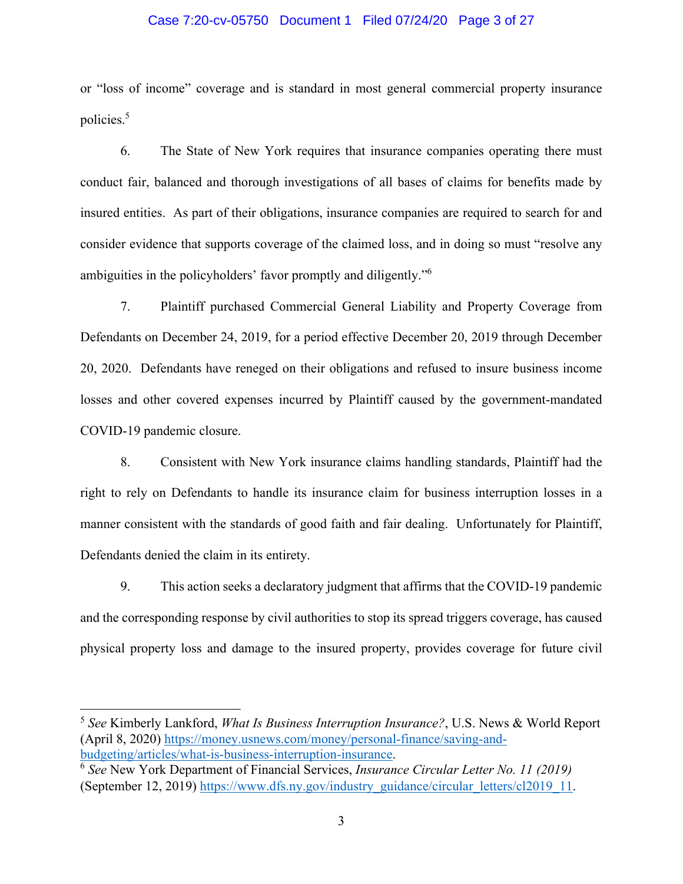or "loss of income" coverage and is standard in most general commercial property insurance policies.[5]

6. The State of New York requires that insurance companies operating there must conduct fair, balanced and thorough investigations of all bases of claims for benefits made by insured entities. As part of their obligations, insurance companies are required to search for and consider evidence that supports coverage of the claimed loss, and in doing so must "resolve any ambiguities in the policyholders' favor promptly and diligently."[6]

7. Plaintiff purchased Commercial General Liability and Property Coverage from Defendants on December 24, 2019, for a period effective December 20, 2019 through December 20, 2020. Defendants have reneged on their obligations and refused to insure business income losses and other covered expenses incurred by Plaintiff caused by the government-mandated COVID-19 pandemic closure.

8. Consistent with New York insurance claims handling standards, Plaintiff had the right to rely on Defendants to handle its insurance claim for business interruption losses in a manner consistent with the standards of good faith and fair dealing. Unfortunately for Plaintiff, Defendants denied the claim in its entirety.

9. This action seeks a declaratory judgment that affirms that the COVID-19 pandemic and the corresponding response by civil authorities to stop its spread triggers coverage, has caused physical property loss and damage to the insured property, provides coverage for future civil

---

[5] *See* Kimberly Lankford, *What Is Business Interruption Insurance?*, U.S. News & World Report (April 8, 2020) https://money.usnews.com/money/personal-finance/saving-and-budgeting/articles/what-is-business-interruption-insurance.

[6] *See* New York Department of Financial Services, *Insurance Circular Letter No. 11 (2019)* (September 12, 2019) https://www.dfs.ny.gov/industry_guidance/circular_letters/cl2019_11.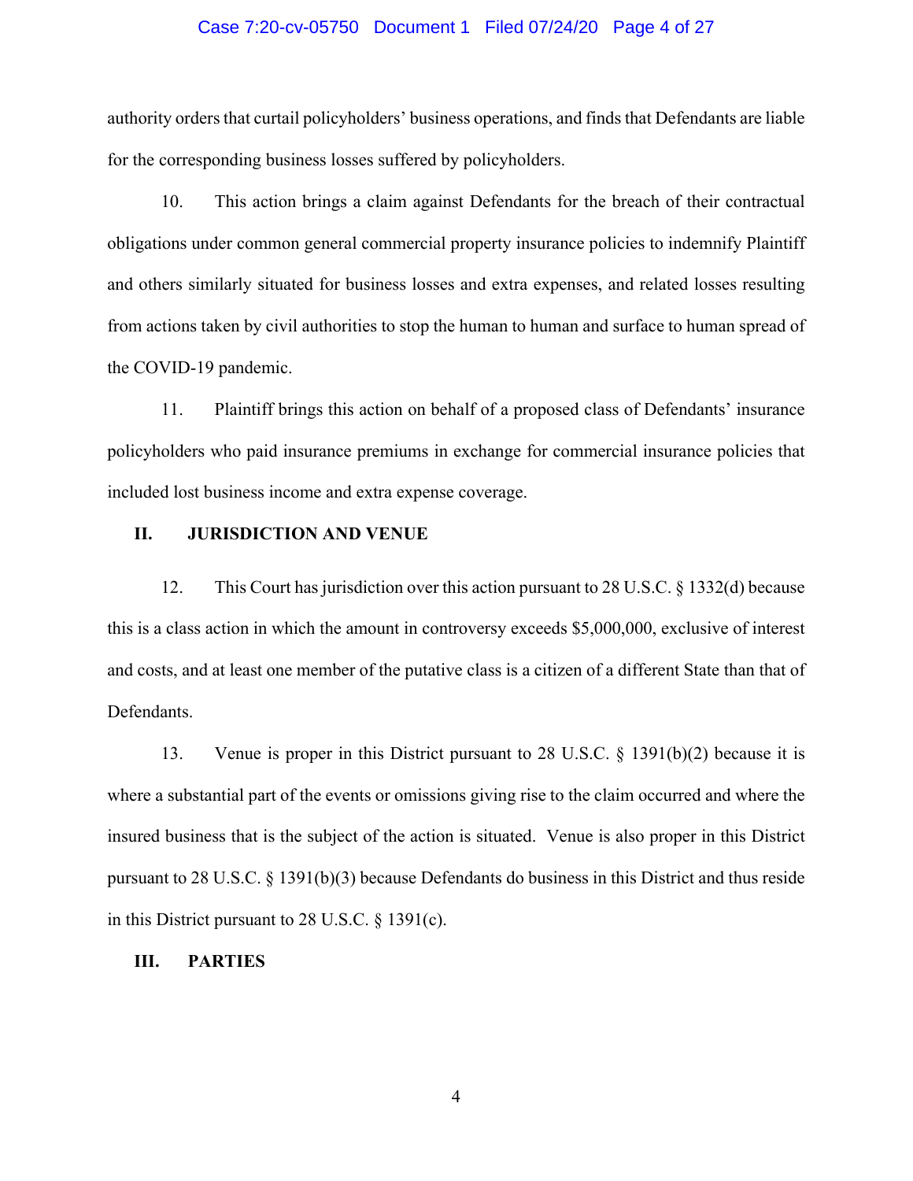authority orders that curtail policyholders' business operations, and finds that Defendants are liable for the corresponding business losses suffered by policyholders.

10. This action brings a claim against Defendants for the breach of their contractual obligations under common general commercial property insurance policies to indemnify Plaintiff and others similarly situated for business losses and extra expenses, and related losses resulting from actions taken by civil authorities to stop the human to human and surface to human spread of the COVID-19 pandemic.

11. Plaintiff brings this action on behalf of a proposed class of Defendants' insurance policyholders who paid insurance premiums in exchange for commercial insurance policies that included lost business income and extra expense coverage.

## II. JURISDICTION AND VENUE

12. This Court has jurisdiction over this action pursuant to 28 U.S.C. § 1332(d) because this is a class action in which the amount in controversy exceeds $5,000,000, exclusive of interest and costs, and at least one member of the putative class is a citizen of a different State than that of Defendants.

13. Venue is proper in this District pursuant to 28 U.S.C. § 1391(b)(2) because it is where a substantial part of the events or omissions giving rise to the claim occurred and where the insured business that is the subject of the action is situated. Venue is also proper in this District pursuant to 28 U.S.C. § 1391(b)(3) because Defendants do business in this District and thus reside in this District pursuant to 28 U.S.C. § 1391(c).

## III. PARTIES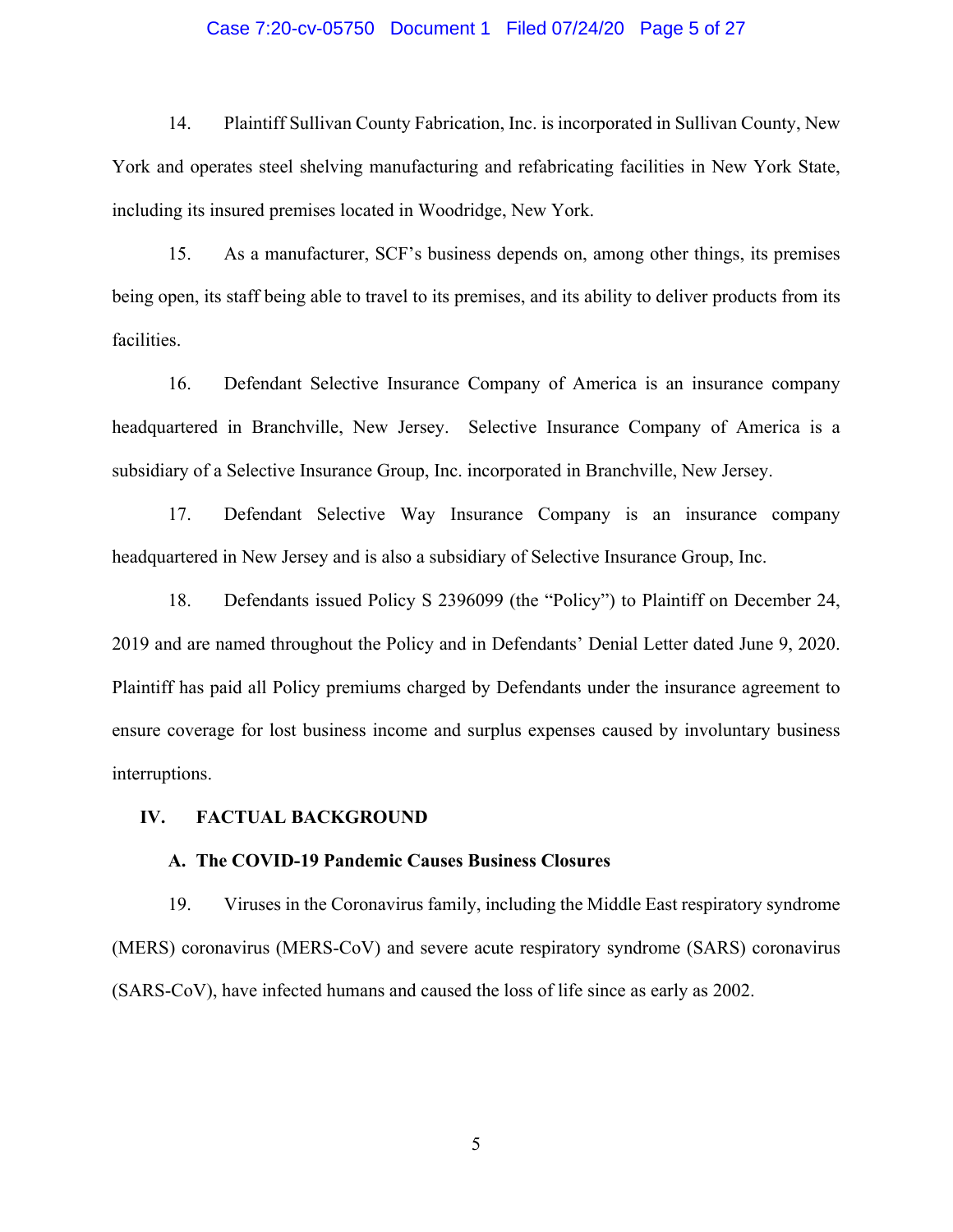14. Plaintiff Sullivan County Fabrication, Inc. is incorporated in Sullivan County, New York and operates steel shelving manufacturing and refabricating facilities in New York State, including its insured premises located in Woodridge, New York.

15. As a manufacturer, SCF's business depends on, among other things, its premises being open, its staff being able to travel to its premises, and its ability to deliver products from its facilities.

16. Defendant Selective Insurance Company of America is an insurance company headquartered in Branchville, New Jersey. Selective Insurance Company of America is a subsidiary of a Selective Insurance Group, Inc. incorporated in Branchville, New Jersey.

17. Defendant Selective Way Insurance Company is an insurance company headquartered in New Jersey and is also a subsidiary of Selective Insurance Group, Inc.

18. Defendants issued Policy S 2396099 (the "Policy") to Plaintiff on December 24, 2019 and are named throughout the Policy and in Defendants' Denial Letter dated June 9, 2020. Plaintiff has paid all Policy premiums charged by Defendants under the insurance agreement to ensure coverage for lost business income and surplus expenses caused by involuntary business interruptions.

## IV. FACTUAL BACKGROUND

### A. The COVID-19 Pandemic Causes Business Closures

19. Viruses in the Coronavirus family, including the Middle East respiratory syndrome (MERS) coronavirus (MERS-CoV) and severe acute respiratory syndrome (SARS) coronavirus (SARS-CoV), have infected humans and caused the loss of life since as early as 2002.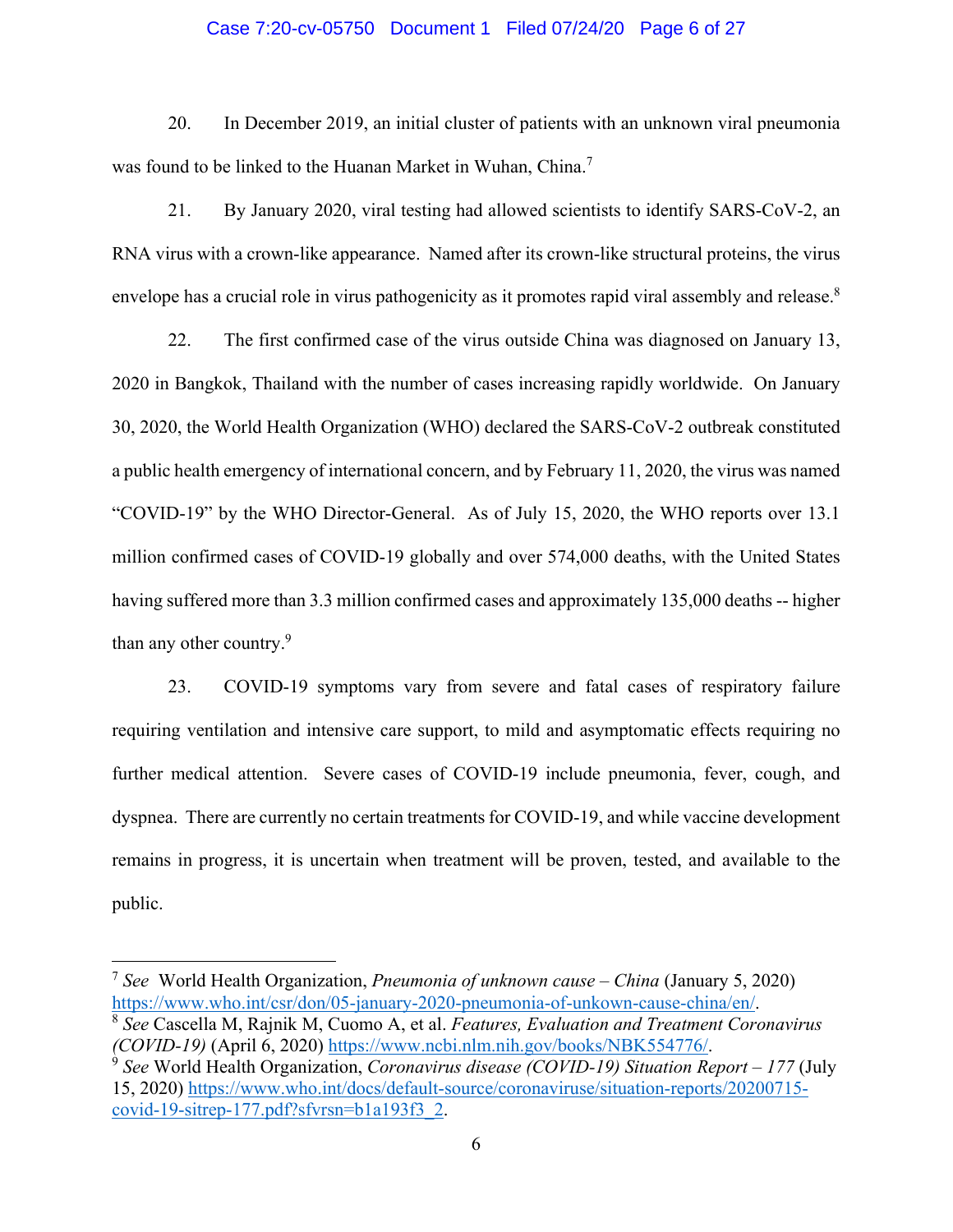20. In December 2019, an initial cluster of patients with an unknown viral pneumonia was found to be linked to the Huanan Market in Wuhan, China.[7]

21. By January 2020, viral testing had allowed scientists to identify SARS-CoV-2, an RNA virus with a crown-like appearance. Named after its crown-like structural proteins, the virus envelope has a crucial role in virus pathogenicity as it promotes rapid viral assembly and release.[8]

22. The first confirmed case of the virus outside China was diagnosed on January 13, 2020 in Bangkok, Thailand with the number of cases increasing rapidly worldwide. On January 30, 2020, the World Health Organization (WHO) declared the SARS-CoV-2 outbreak constituted a public health emergency of international concern, and by February 11, 2020, the virus was named "COVID-19" by the WHO Director-General. As of July 15, 2020, the WHO reports over 13.1 million confirmed cases of COVID-19 globally and over 574,000 deaths, with the United States having suffered more than 3.3 million confirmed cases and approximately 135,000 deaths -- higher than any other country.[9]

23. COVID-19 symptoms vary from severe and fatal cases of respiratory failure requiring ventilation and intensive care support, to mild and asymptomatic effects requiring no further medical attention. Severe cases of COVID-19 include pneumonia, fever, cough, and dyspnea. There are currently no certain treatments for COVID-19, and while vaccine development remains in progress, it is uncertain when treatment will be proven, tested, and available to the public.

---

[7] *See* World Health Organization, *Pneumonia of unknown cause – China* (January 5, 2020) https://www.who.int/csr/don/05-january-2020-pneumonia-of-unkown-cause-china/en/.

[8] *See* Cascella M, Rajnik M, Cuomo A, et al. *Features, Evaluation and Treatment Coronavirus (COVID-19)* (April 6, 2020) https://www.ncbi.nlm.nih.gov/books/NBK554776/.

[9] *See* World Health Organization, *Coronavirus disease (COVID-19) Situation Report – 177* (July 15, 2020) https://www.who.int/docs/default-source/coronaviruse/situation-reports/20200715-covid-19-sitrep-177.pdf?sfvrsn=b1a193f3_2.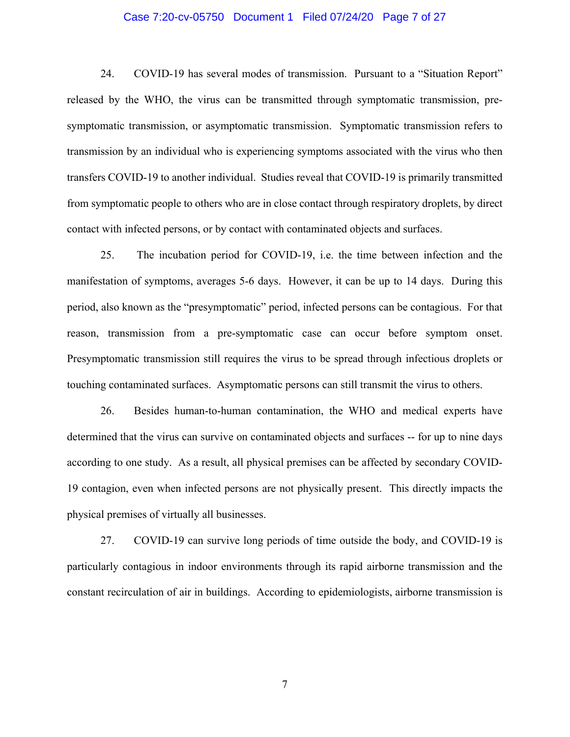24. COVID-19 has several modes of transmission. Pursuant to a "Situation Report" released by the WHO, the virus can be transmitted through symptomatic transmission, pre-symptomatic transmission, or asymptomatic transmission. Symptomatic transmission refers to transmission by an individual who is experiencing symptoms associated with the virus who then transfers COVID-19 to another individual. Studies reveal that COVID-19 is primarily transmitted from symptomatic people to others who are in close contact through respiratory droplets, by direct contact with infected persons, or by contact with contaminated objects and surfaces.

25. The incubation period for COVID-19, i.e. the time between infection and the manifestation of symptoms, averages 5-6 days. However, it can be up to 14 days. During this period, also known as the "presymptomatic" period, infected persons can be contagious. For that reason, transmission from a pre-symptomatic case can occur before symptom onset. Presymptomatic transmission still requires the virus to be spread through infectious droplets or touching contaminated surfaces. Asymptomatic persons can still transmit the virus to others.

26. Besides human-to-human contamination, the WHO and medical experts have determined that the virus can survive on contaminated objects and surfaces -- for up to nine days according to one study. As a result, all physical premises can be affected by secondary COVID-19 contagion, even when infected persons are not physically present. This directly impacts the physical premises of virtually all businesses.

27. COVID-19 can survive long periods of time outside the body, and COVID-19 is particularly contagious in indoor environments through its rapid airborne transmission and the constant recirculation of air in buildings. According to epidemiologists, airborne transmission is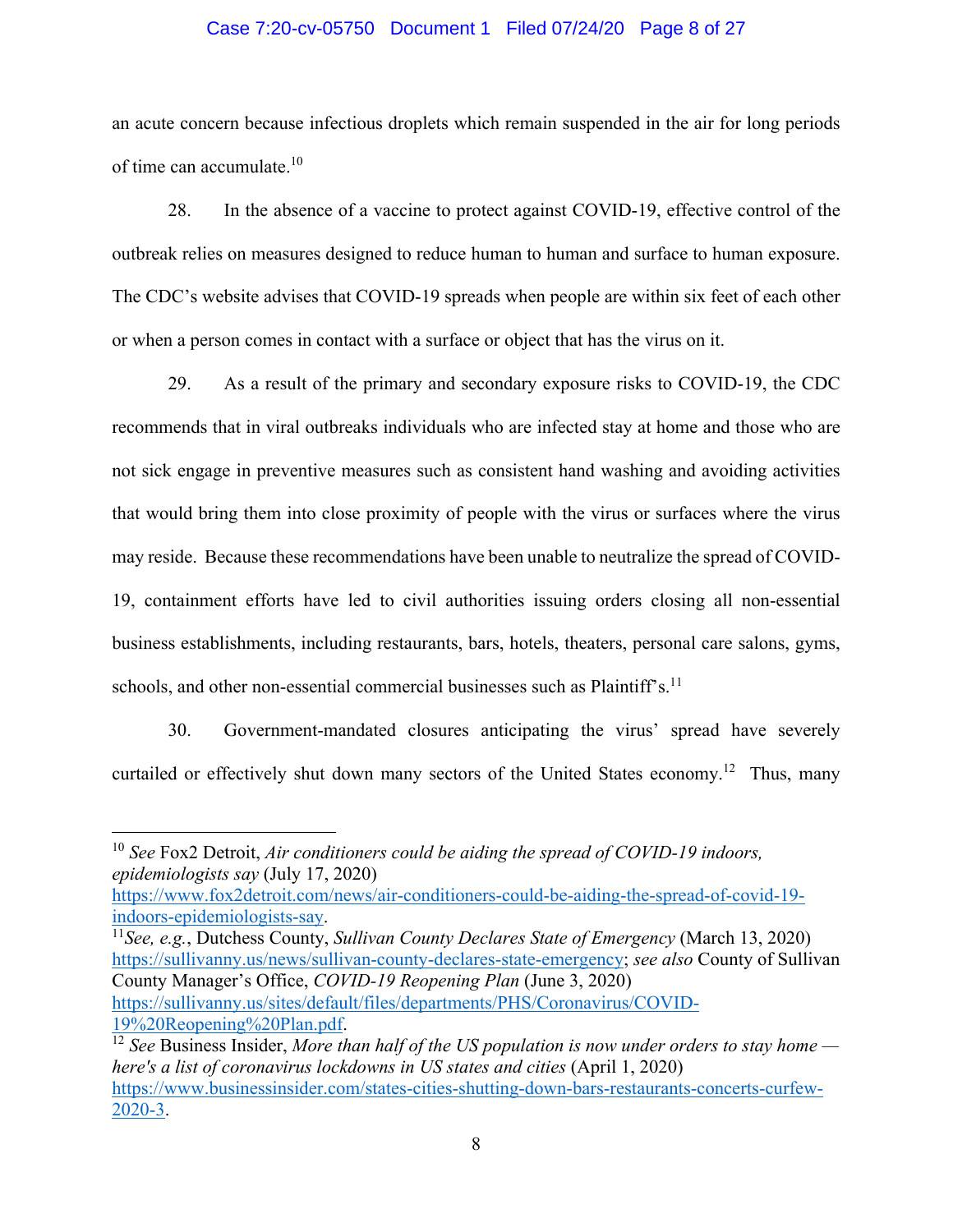an acute concern because infectious droplets which remain suspended in the air for long periods of time can accumulate.[10]

28. In the absence of a vaccine to protect against COVID-19, effective control of the outbreak relies on measures designed to reduce human to human and surface to human exposure. The CDC's website advises that COVID-19 spreads when people are within six feet of each other or when a person comes in contact with a surface or object that has the virus on it.

29. As a result of the primary and secondary exposure risks to COVID-19, the CDC recommends that in viral outbreaks individuals who are infected stay at home and those who are not sick engage in preventive measures such as consistent hand washing and avoiding activities that would bring them into close proximity of people with the virus or surfaces where the virus may reside. Because these recommendations have been unable to neutralize the spread of COVID-19, containment efforts have led to civil authorities issuing orders closing all non-essential business establishments, including restaurants, bars, hotels, theaters, personal care salons, gyms, schools, and other non-essential commercial businesses such as Plaintiff's.[11]

30. Government-mandated closures anticipating the virus' spread have severely curtailed or effectively shut down many sectors of the United States economy.[12] Thus, many

---

[10] *See* Fox2 Detroit, *Air conditioners could be aiding the spread of COVID-19 indoors, epidemiologists say* (July 17, 2020) https://www.fox2detroit.com/news/air-conditioners-could-be-aiding-the-spread-of-covid-19-indoors-epidemiologists-say.

[11] *See, e.g.*, Dutchess County, *Sullivan County Declares State of Emergency* (March 13, 2020) https://sullivanny.us/news/sullivan-county-declares-state-emergency; *see also* County of Sullivan County Manager's Office, *COVID-19 Reopening Plan* (June 3, 2020) https://sullivanny.us/sites/default/files/departments/PHS/Coronavirus/COVID-19%20Reopening%20Plan.pdf.

[12] *See* Business Insider, *More than half of the US population is now under orders to stay home — here's a list of coronavirus lockdowns in US states and cities* (April 1, 2020) https://www.businessinsider.com/states-cities-shutting-down-bars-restaurants-concerts-curfew-2020-3.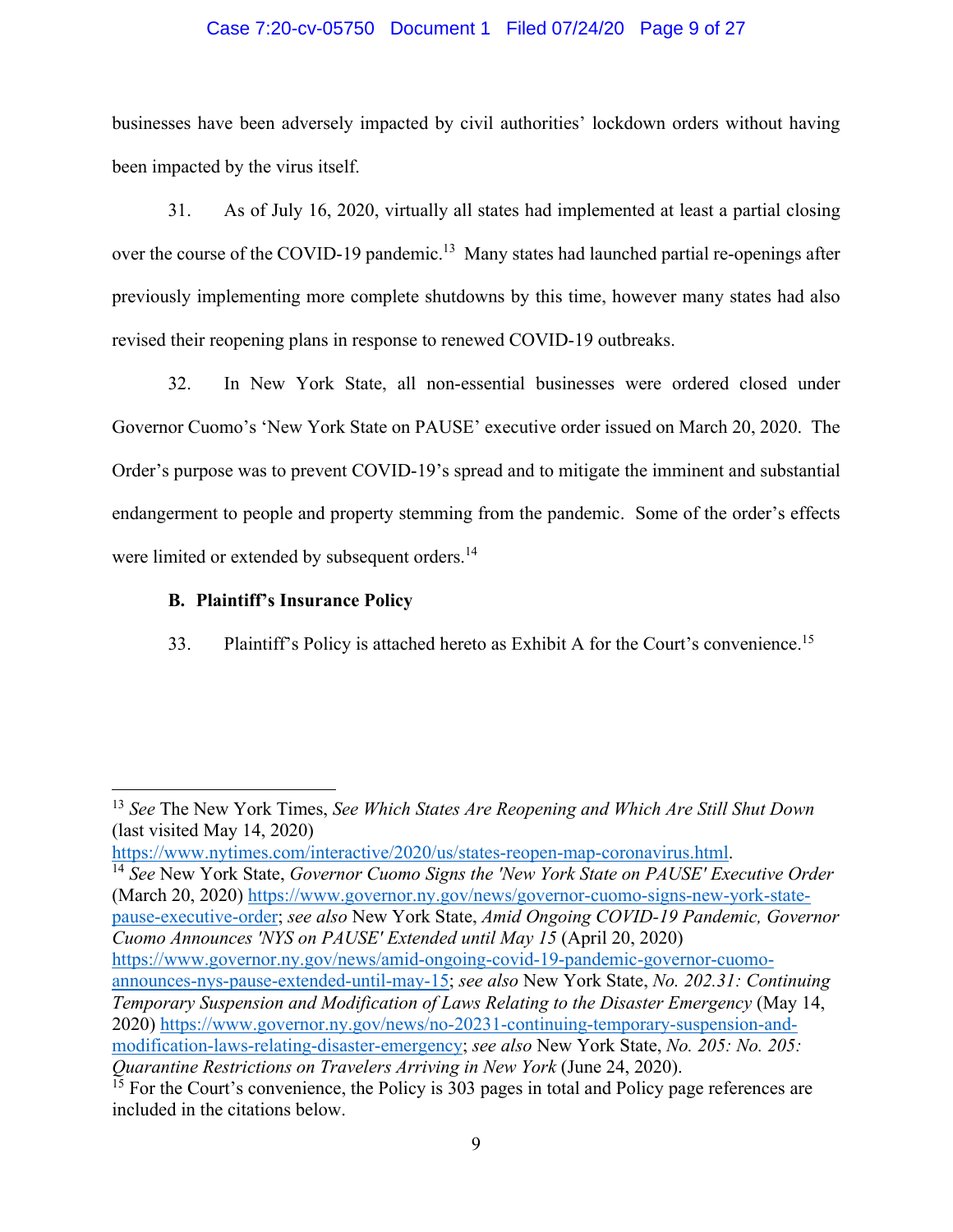businesses have been adversely impacted by civil authorities' lockdown orders without having been impacted by the virus itself.

31. As of July 16, 2020, virtually all states had implemented at least a partial closing over the course of the COVID-19 pandemic.[13] Many states had launched partial re-openings after previously implementing more complete shutdowns by this time, however many states had also revised their reopening plans in response to renewed COVID-19 outbreaks.

32. In New York State, all non-essential businesses were ordered closed under Governor Cuomo's 'New York State on PAUSE' executive order issued on March 20, 2020. The Order's purpose was to prevent COVID-19's spread and to mitigate the imminent and substantial endangerment to people and property stemming from the pandemic. Some of the order's effects were limited or extended by subsequent orders.[14]

**B. Plaintiff's Insurance Policy**

33. Plaintiff's Policy is attached hereto as Exhibit A for the Court's convenience.[15]

---

[13] *See* The New York Times, *See Which States Are Reopening and Which Are Still Shut Down* (last visited May 14, 2020) https://www.nytimes.com/interactive/2020/us/states-reopen-map-coronavirus.html.

[14] *See* New York State, *Governor Cuomo Signs the 'New York State on PAUSE' Executive Order* (March 20, 2020) https://www.governor.ny.gov/news/governor-cuomo-signs-new-york-state-pause-executive-order; *see also* New York State, *Amid Ongoing COVID-19 Pandemic, Governor Cuomo Announces 'NYS on PAUSE' Extended until May 15* (April 20, 2020) https://www.governor.ny.gov/news/amid-ongoing-covid-19-pandemic-governor-cuomo-announces-nys-pause-extended-until-may-15; *see also* New York State, *No. 202.31: Continuing Temporary Suspension and Modification of Laws Relating to the Disaster Emergency* (May 14, 2020) https://www.governor.ny.gov/news/no-20231-continuing-temporary-suspension-and-modification-laws-relating-disaster-emergency; *see also* New York State, *No. 205: No. 205: Quarantine Restrictions on Travelers Arriving in New York* (June 24, 2020).

[15] For the Court's convenience, the Policy is 303 pages in total and Policy page references are included in the citations below.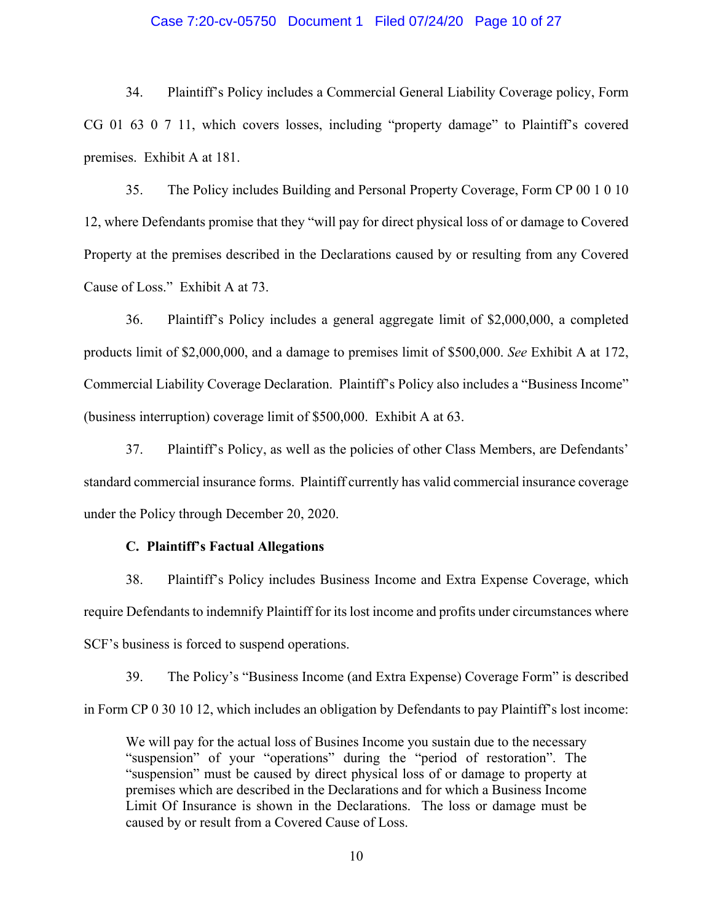34. Plaintiff's Policy includes a Commercial General Liability Coverage policy, Form CG 01 63 0 7 11, which covers losses, including "property damage" to Plaintiff's covered premises. Exhibit A at 181.

35. The Policy includes Building and Personal Property Coverage, Form CP 00 1 0 10 12, where Defendants promise that they "will pay for direct physical loss of or damage to Covered Property at the premises described in the Declarations caused by or resulting from any Covered Cause of Loss." Exhibit A at 73.

36. Plaintiff's Policy includes a general aggregate limit of $2,000,000, a completed products limit of $2,000,000, and a damage to premises limit of $500,000. *See* Exhibit A at 172, Commercial Liability Coverage Declaration. Plaintiff's Policy also includes a "Business Income" (business interruption) coverage limit of $500,000. Exhibit A at 63.

37. Plaintiff's Policy, as well as the policies of other Class Members, are Defendants' standard commercial insurance forms. Plaintiff currently has valid commercial insurance coverage under the Policy through December 20, 2020.

**C. Plaintiff's Factual Allegations**

38. Plaintiff's Policy includes Business Income and Extra Expense Coverage, which require Defendants to indemnify Plaintiff for its lost income and profits under circumstances where SCF's business is forced to suspend operations.

39. The Policy's "Business Income (and Extra Expense) Coverage Form" is described in Form CP 0 30 10 12, which includes an obligation by Defendants to pay Plaintiff's lost income:

> We will pay for the actual loss of Busines Income you sustain due to the necessary "suspension" of your "operations" during the "period of restoration". The "suspension" must be caused by direct physical loss of or damage to property at premises which are described in the Declarations and for which a Business Income Limit Of Insurance is shown in the Declarations. The loss or damage must be caused by or result from a Covered Cause of Loss.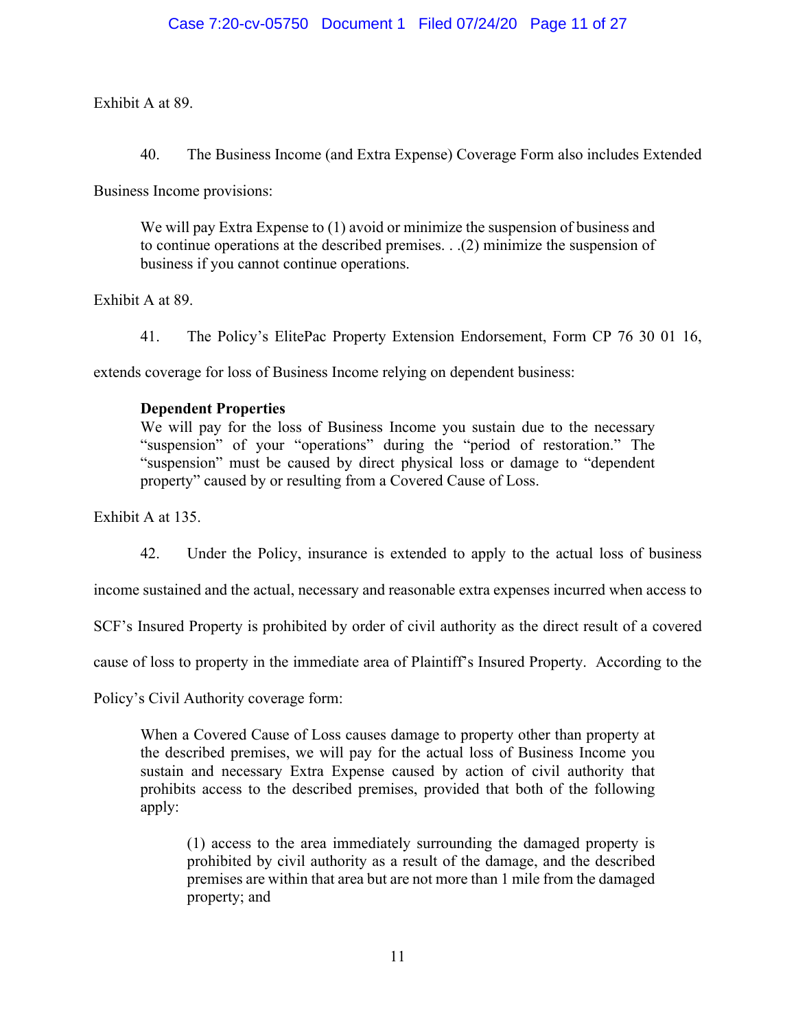Exhibit A at 89.

40. The Business Income (and Extra Expense) Coverage Form also includes Extended Business Income provisions:

> We will pay Extra Expense to (1) avoid or minimize the suspension of business and to continue operations at the described premises. . .(2) minimize the suspension of business if you cannot continue operations.

Exhibit A at 89.

41. The Policy's ElitePac Property Extension Endorsement, Form CP 76 30 01 16, extends coverage for loss of Business Income relying on dependent business:

> **Dependent Properties**
> We will pay for the loss of Business Income you sustain due to the necessary "suspension" of your "operations" during the "period of restoration." The "suspension" must be caused by direct physical loss or damage to "dependent property" caused by or resulting from a Covered Cause of Loss.

Exhibit A at 135.

42. Under the Policy, insurance is extended to apply to the actual loss of business income sustained and the actual, necessary and reasonable extra expenses incurred when access to SCF's Insured Property is prohibited by order of civil authority as the direct result of a covered cause of loss to property in the immediate area of Plaintiff's Insured Property. According to the Policy's Civil Authority coverage form:

> When a Covered Cause of Loss causes damage to property other than property at the described premises, we will pay for the actual loss of Business Income you sustain and necessary Extra Expense caused by action of civil authority that prohibits access to the described premises, provided that both of the following apply:
>
> > (1) access to the area immediately surrounding the damaged property is prohibited by civil authority as a result of the damage, and the described premises are within that area but are not more than 1 mile from the damaged property; and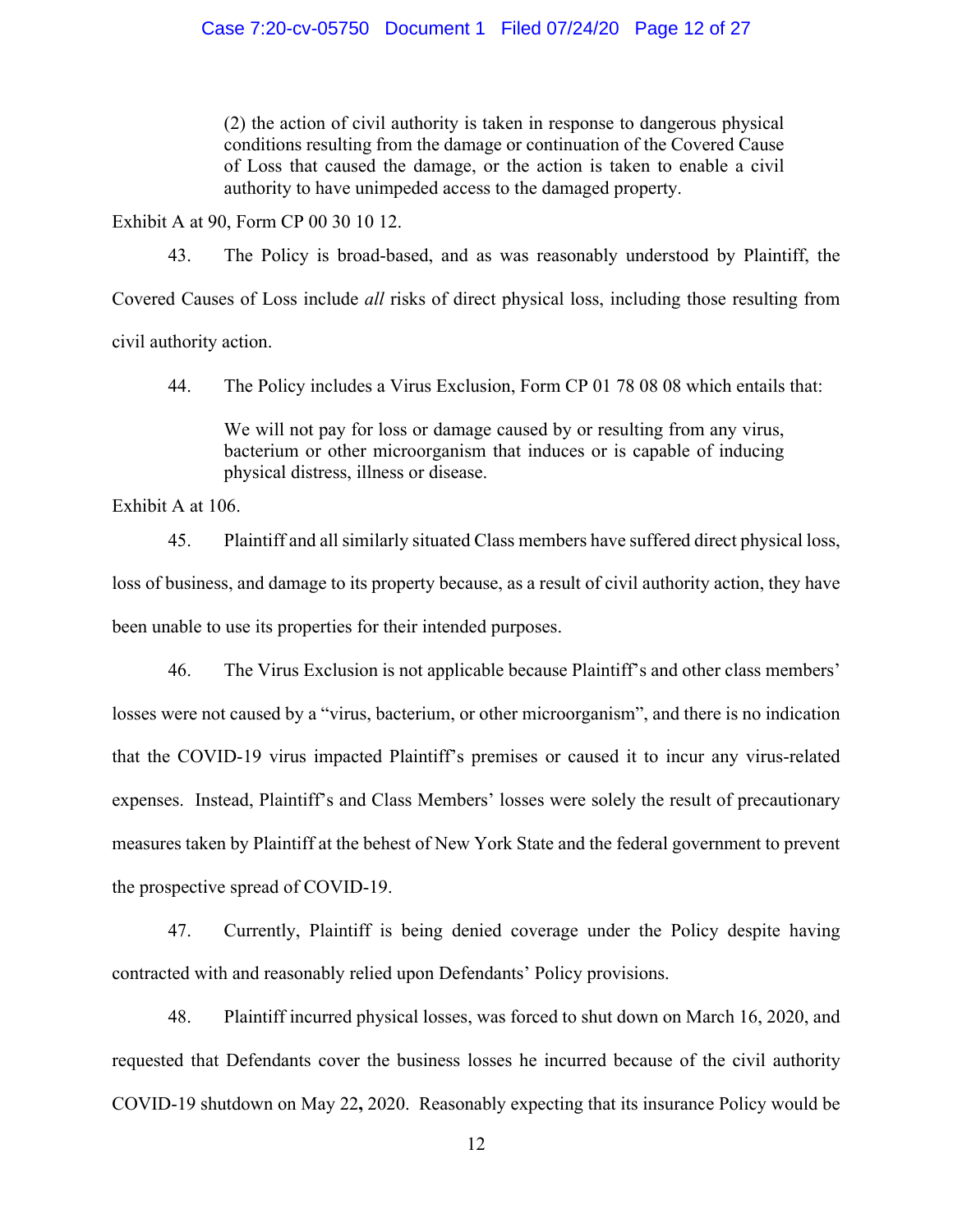> (2) the action of civil authority is taken in response to dangerous physical conditions resulting from the damage or continuation of the Covered Cause of Loss that caused the damage, or the action is taken to enable a civil authority to have unimpeded access to the damaged property.

Exhibit A at 90, Form CP 00 30 10 12.

43. The Policy is broad-based, and as was reasonably understood by Plaintiff, the Covered Causes of Loss include *all* risks of direct physical loss, including those resulting from civil authority action.

44. The Policy includes a Virus Exclusion, Form CP 01 78 08 08 which entails that:

> We will not pay for loss or damage caused by or resulting from any virus, bacterium or other microorganism that induces or is capable of inducing physical distress, illness or disease.

Exhibit A at 106.

45. Plaintiff and all similarly situated Class members have suffered direct physical loss, loss of business, and damage to its property because, as a result of civil authority action, they have been unable to use its properties for their intended purposes.

46. The Virus Exclusion is not applicable because Plaintiff's and other class members' losses were not caused by a "virus, bacterium, or other microorganism", and there is no indication that the COVID-19 virus impacted Plaintiff's premises or caused it to incur any virus-related expenses. Instead, Plaintiff's and Class Members' losses were solely the result of precautionary measures taken by Plaintiff at the behest of New York State and the federal government to prevent the prospective spread of COVID-19.

47. Currently, Plaintiff is being denied coverage under the Policy despite having contracted with and reasonably relied upon Defendants' Policy provisions.

48. Plaintiff incurred physical losses, was forced to shut down on March 16, 2020, and requested that Defendants cover the business losses he incurred because of the civil authority COVID-19 shutdown on May 22**,** 2020. Reasonably expecting that its insurance Policy would be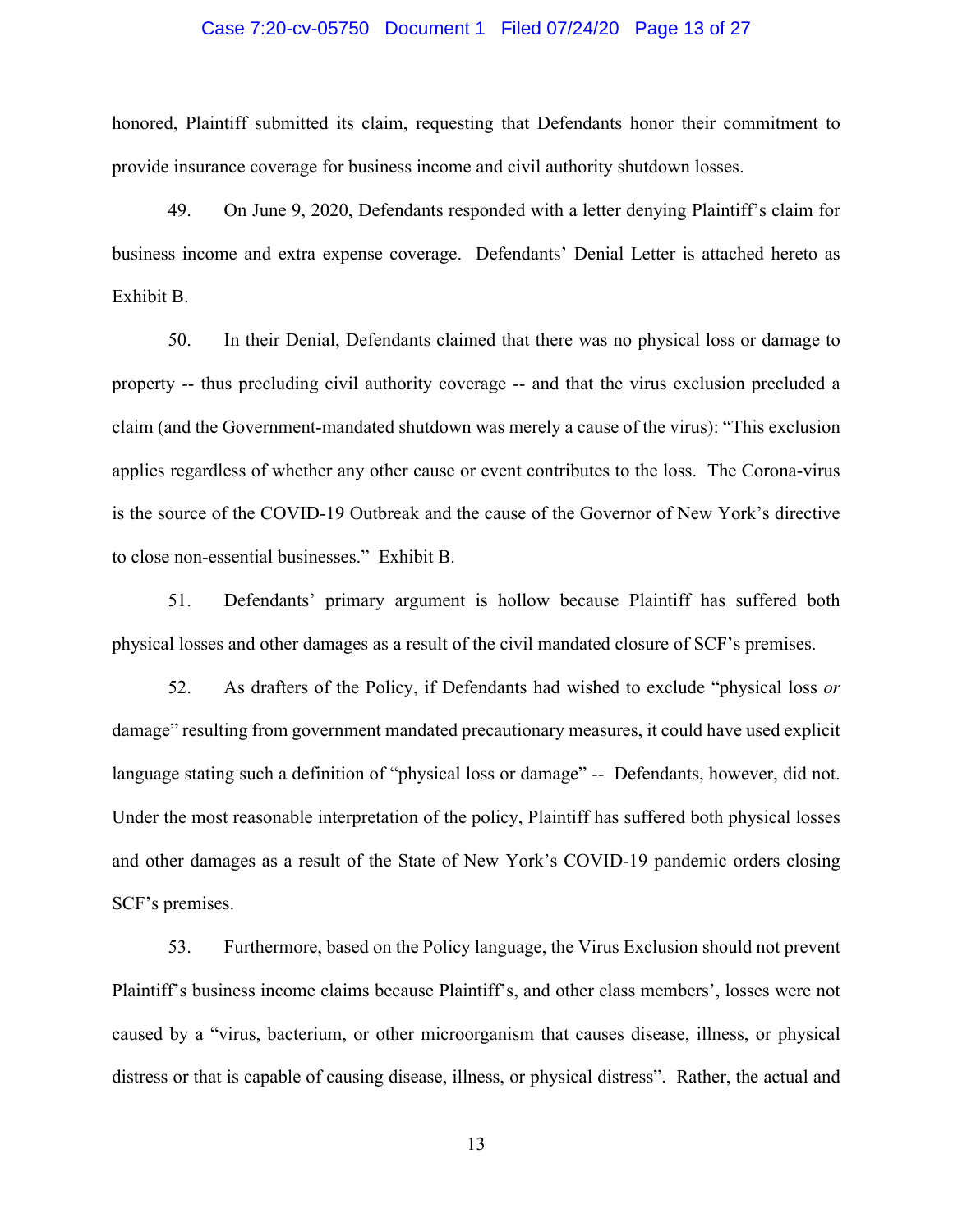honored, Plaintiff submitted its claim, requesting that Defendants honor their commitment to provide insurance coverage for business income and civil authority shutdown losses.

49. On June 9, 2020, Defendants responded with a letter denying Plaintiff's claim for business income and extra expense coverage. Defendants' Denial Letter is attached hereto as Exhibit B.

50. In their Denial, Defendants claimed that there was no physical loss or damage to property -- thus precluding civil authority coverage -- and that the virus exclusion precluded a claim (and the Government-mandated shutdown was merely a cause of the virus): "This exclusion applies regardless of whether any other cause or event contributes to the loss. The Corona-virus is the source of the COVID-19 Outbreak and the cause of the Governor of New York's directive to close non-essential businesses." Exhibit B.

51. Defendants' primary argument is hollow because Plaintiff has suffered both physical losses and other damages as a result of the civil mandated closure of SCF's premises.

52. As drafters of the Policy, if Defendants had wished to exclude "physical loss *or* damage" resulting from government mandated precautionary measures, it could have used explicit language stating such a definition of "physical loss or damage" -- Defendants, however, did not. Under the most reasonable interpretation of the policy, Plaintiff has suffered both physical losses and other damages as a result of the State of New York's COVID-19 pandemic orders closing SCF's premises.

53. Furthermore, based on the Policy language, the Virus Exclusion should not prevent Plaintiff's business income claims because Plaintiff's, and other class members', losses were not caused by a "virus, bacterium, or other microorganism that causes disease, illness, or physical distress or that is capable of causing disease, illness, or physical distress". Rather, the actual and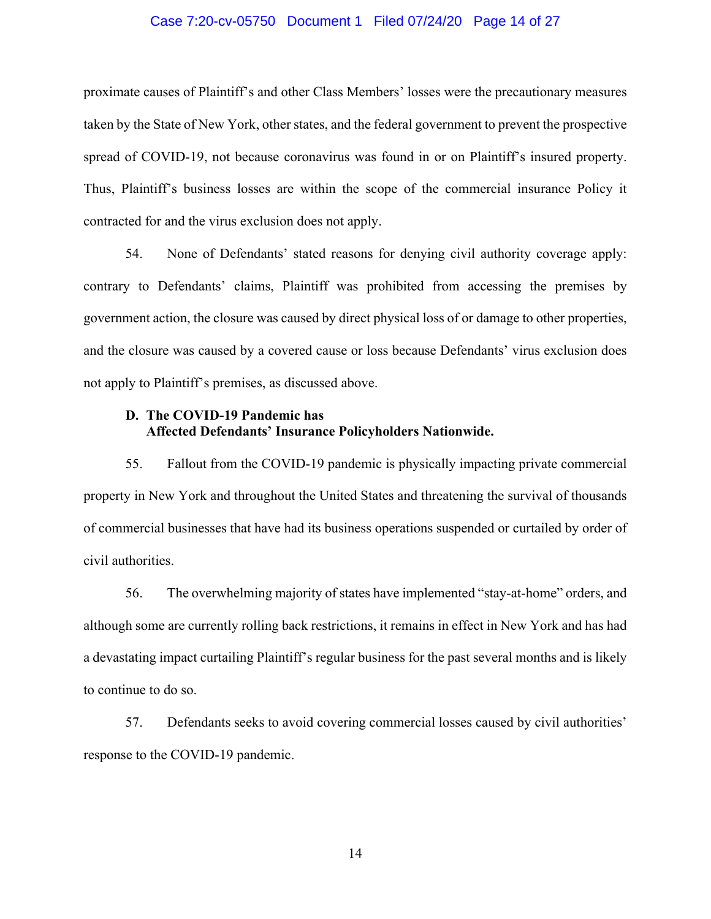proximate causes of Plaintiff's and other Class Members' losses were the precautionary measures taken by the State of New York, other states, and the federal government to prevent the prospective spread of COVID-19, not because coronavirus was found in or on Plaintiff's insured property. Thus, Plaintiff's business losses are within the scope of the commercial insurance Policy it contracted for and the virus exclusion does not apply.

54. None of Defendants' stated reasons for denying civil authority coverage apply: contrary to Defendants' claims, Plaintiff was prohibited from accessing the premises by government action, the closure was caused by direct physical loss of or damage to other properties, and the closure was caused by a covered cause or loss because Defendants' virus exclusion does not apply to Plaintiff's premises, as discussed above.

**D. The COVID-19 Pandemic has Affected Defendants' Insurance Policyholders Nationwide.**

55. Fallout from the COVID-19 pandemic is physically impacting private commercial property in New York and throughout the United States and threatening the survival of thousands of commercial businesses that have had its business operations suspended or curtailed by order of civil authorities.

56. The overwhelming majority of states have implemented "stay-at-home" orders, and although some are currently rolling back restrictions, it remains in effect in New York and has had a devastating impact curtailing Plaintiff's regular business for the past several months and is likely to continue to do so.

57. Defendants seeks to avoid covering commercial losses caused by civil authorities' response to the COVID-19 pandemic.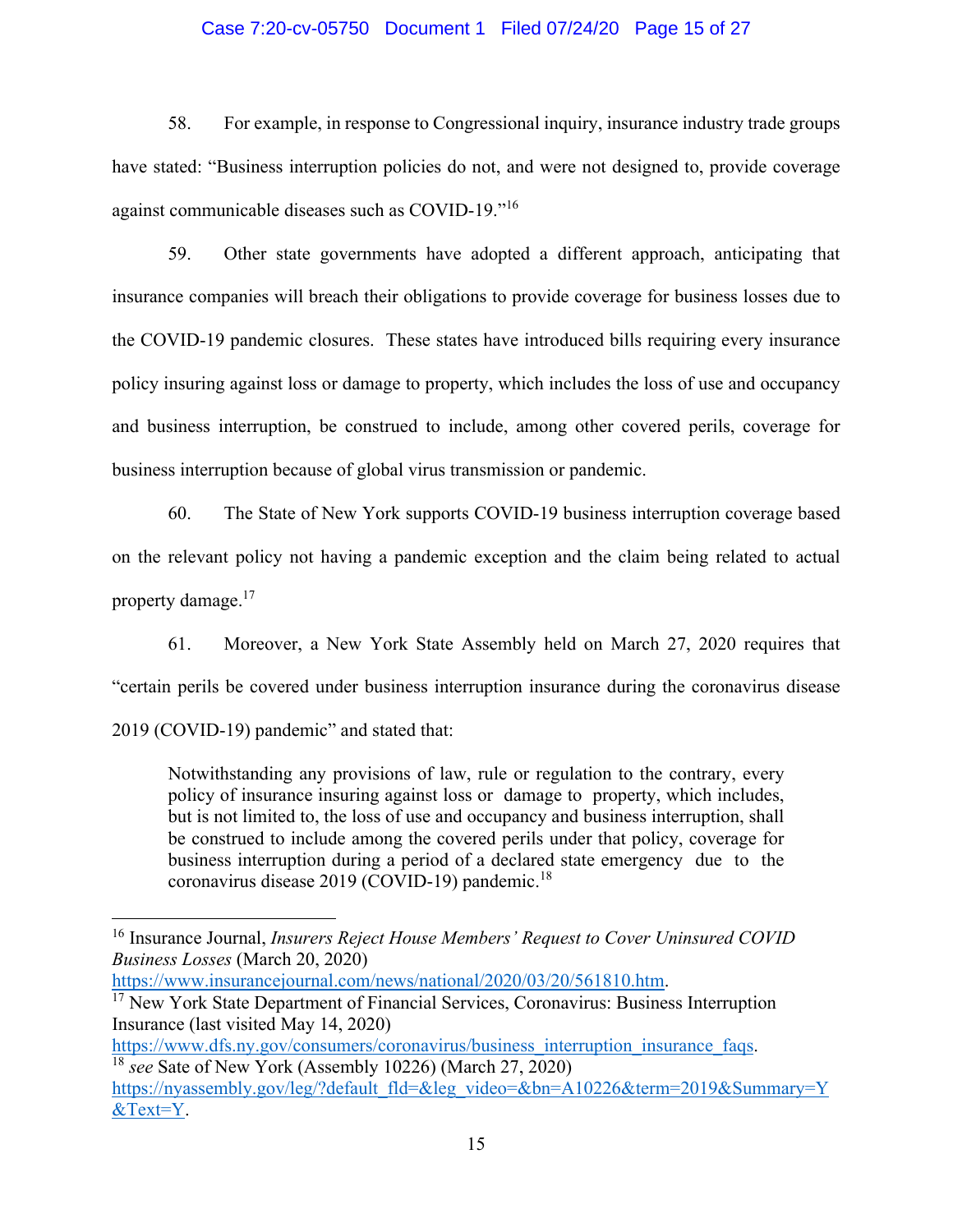58. For example, in response to Congressional inquiry, insurance industry trade groups have stated: "Business interruption policies do not, and were not designed to, provide coverage against communicable diseases such as COVID-19."[16]

59. Other state governments have adopted a different approach, anticipating that insurance companies will breach their obligations to provide coverage for business losses due to the COVID-19 pandemic closures. These states have introduced bills requiring every insurance policy insuring against loss or damage to property, which includes the loss of use and occupancy and business interruption, be construed to include, among other covered perils, coverage for business interruption because of global virus transmission or pandemic.

60. The State of New York supports COVID-19 business interruption coverage based on the relevant policy not having a pandemic exception and the claim being related to actual property damage.[17]

61. Moreover, a New York State Assembly held on March 27, 2020 requires that "certain perils be covered under business interruption insurance during the coronavirus disease 2019 (COVID-19) pandemic" and stated that:

> Notwithstanding any provisions of law, rule or regulation to the contrary, every policy of insurance insuring against loss or damage to property, which includes, but is not limited to, the loss of use and occupancy and business interruption, shall be construed to include among the covered perils under that policy, coverage for business interruption during a period of a declared state emergency due to the coronavirus disease 2019 (COVID-19) pandemic.[18]

---

[16] Insurance Journal, *Insurers Reject House Members' Request to Cover Uninsured COVID Business Losses* (March 20, 2020) https://www.insurancejournal.com/news/national/2020/03/20/561810.htm.

[17] New York State Department of Financial Services, Coronavirus: Business Interruption Insurance (last visited May 14, 2020) https://www.dfs.ny.gov/consumers/coronavirus/business_interruption_insurance_faqs.

[18] *see* Sate of New York (Assembly 10226) (March 27, 2020) https://nyassembly.gov/leg/?default_fld=&leg_video=&bn=A10226&term=2019&Summary=Y&Text=Y.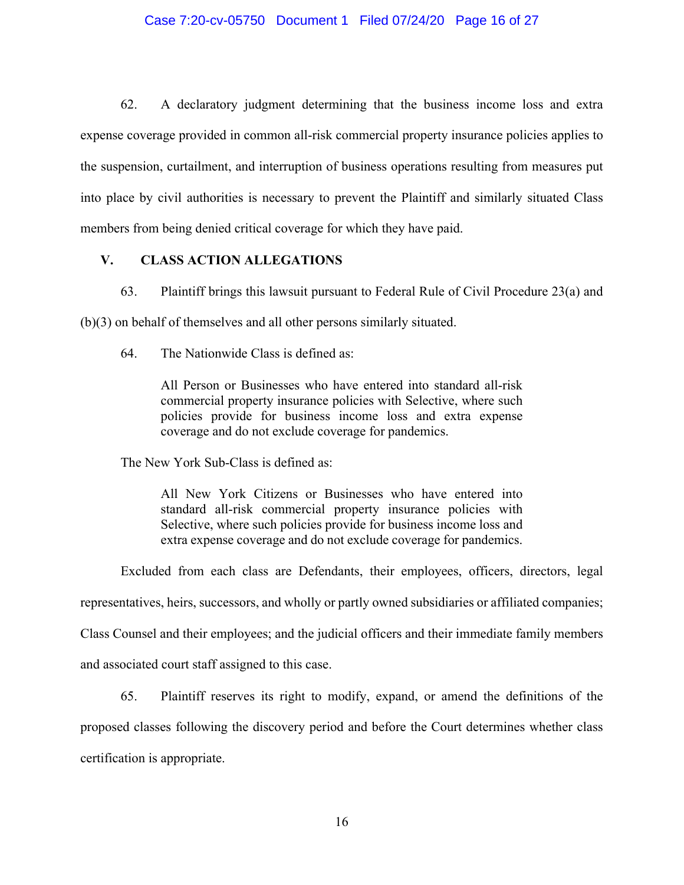62. A declaratory judgment determining that the business income loss and extra expense coverage provided in common all-risk commercial property insurance policies applies to the suspension, curtailment, and interruption of business operations resulting from measures put into place by civil authorities is necessary to prevent the Plaintiff and similarly situated Class members from being denied critical coverage for which they have paid.

## V. CLASS ACTION ALLEGATIONS

63. Plaintiff brings this lawsuit pursuant to Federal Rule of Civil Procedure 23(a) and (b)(3) on behalf of themselves and all other persons similarly situated.

64. The Nationwide Class is defined as:

> All Person or Businesses who have entered into standard all-risk commercial property insurance policies with Selective, where such policies provide for business income loss and extra expense coverage and do not exclude coverage for pandemics.

The New York Sub-Class is defined as:

> All New York Citizens or Businesses who have entered into standard all-risk commercial property insurance policies with Selective, where such policies provide for business income loss and extra expense coverage and do not exclude coverage for pandemics.

Excluded from each class are Defendants, their employees, officers, directors, legal representatives, heirs, successors, and wholly or partly owned subsidiaries or affiliated companies; Class Counsel and their employees; and the judicial officers and their immediate family members and associated court staff assigned to this case.

65. Plaintiff reserves its right to modify, expand, or amend the definitions of the proposed classes following the discovery period and before the Court determines whether class certification is appropriate.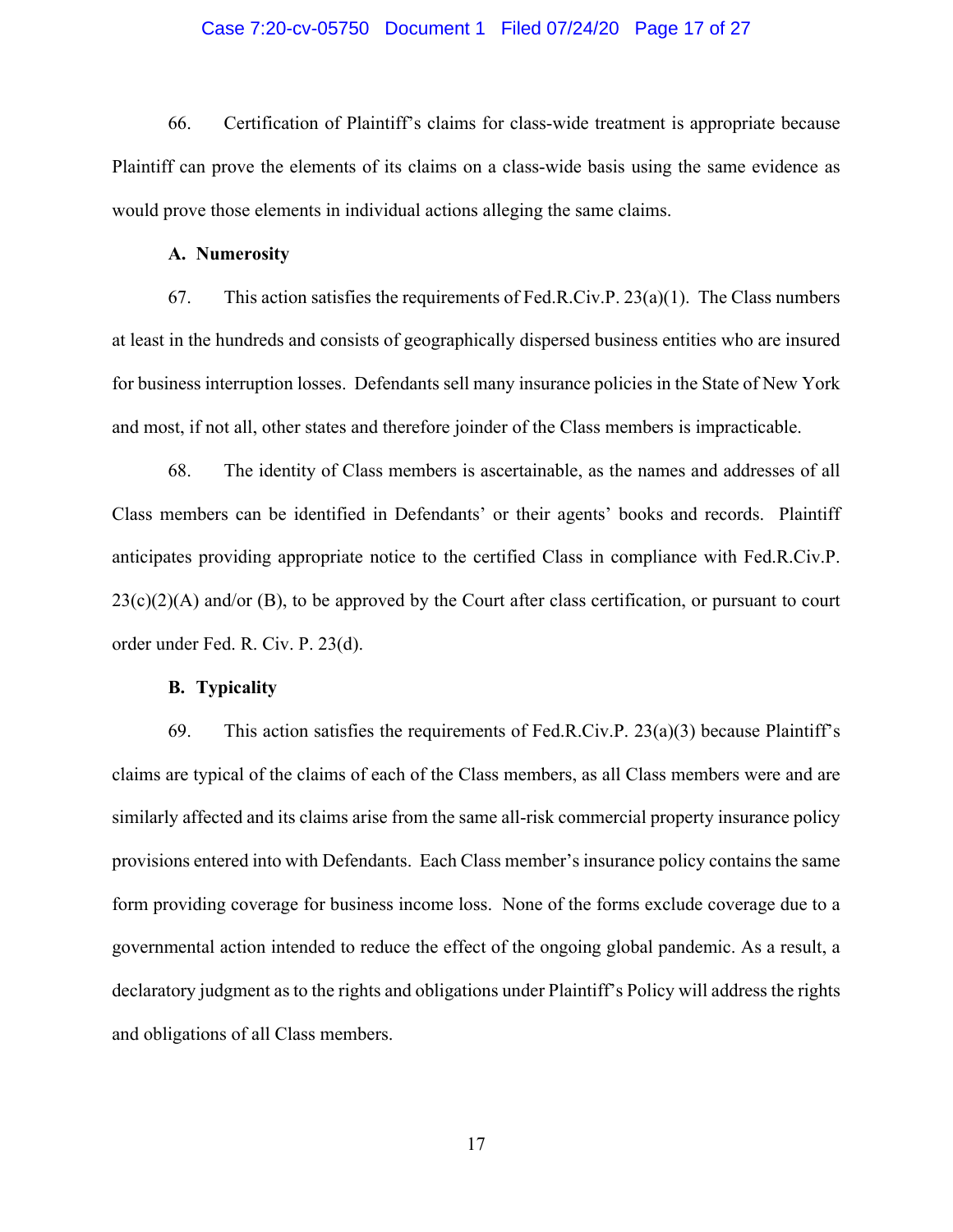66. Certification of Plaintiff's claims for class-wide treatment is appropriate because Plaintiff can prove the elements of its claims on a class-wide basis using the same evidence as would prove those elements in individual actions alleging the same claims.

**A. Numerosity**

67. This action satisfies the requirements of Fed.R.Civ.P. 23(a)(1). The Class numbers at least in the hundreds and consists of geographically dispersed business entities who are insured for business interruption losses. Defendants sell many insurance policies in the State of New York and most, if not all, other states and therefore joinder of the Class members is impracticable.

68. The identity of Class members is ascertainable, as the names and addresses of all Class members can be identified in Defendants' or their agents' books and records. Plaintiff anticipates providing appropriate notice to the certified Class in compliance with Fed.R.Civ.P. 23(c)(2)(A) and/or (B), to be approved by the Court after class certification, or pursuant to court order under Fed. R. Civ. P. 23(d).

**B. Typicality**

69. This action satisfies the requirements of Fed.R.Civ.P. 23(a)(3) because Plaintiff's claims are typical of the claims of each of the Class members, as all Class members were and are similarly affected and its claims arise from the same all-risk commercial property insurance policy provisions entered into with Defendants. Each Class member's insurance policy contains the same form providing coverage for business income loss. None of the forms exclude coverage due to a governmental action intended to reduce the effect of the ongoing global pandemic. As a result, a declaratory judgment as to the rights and obligations under Plaintiff's Policy will address the rights and obligations of all Class members.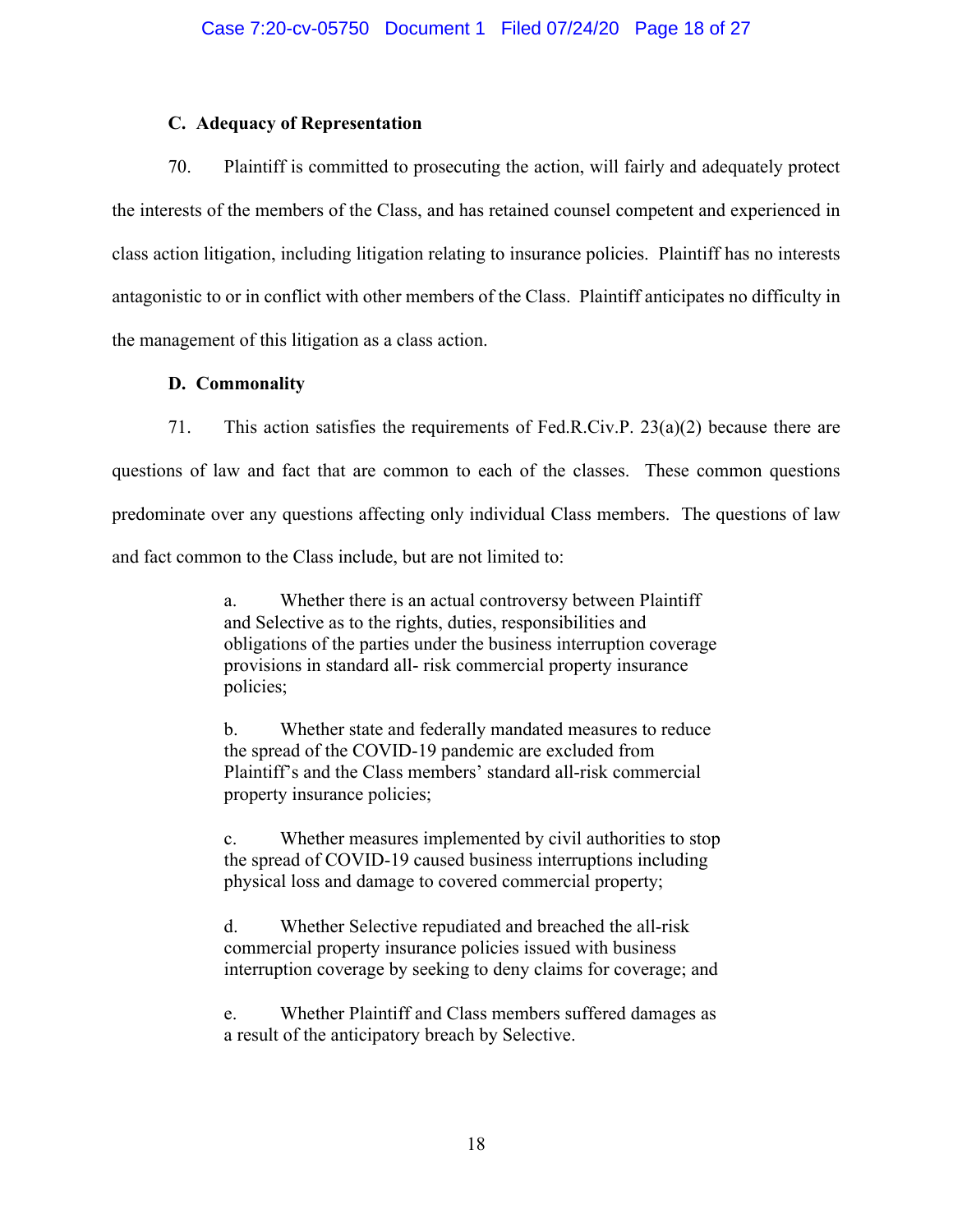### C. Adequacy of Representation

70. Plaintiff is committed to prosecuting the action, will fairly and adequately protect the interests of the members of the Class, and has retained counsel competent and experienced in class action litigation, including litigation relating to insurance policies. Plaintiff has no interests antagonistic to or in conflict with other members of the Class. Plaintiff anticipates no difficulty in the management of this litigation as a class action.

### D. Commonality

71. This action satisfies the requirements of Fed.R.Civ.P. 23(a)(2) because there are questions of law and fact that are common to each of the classes. These common questions predominate over any questions affecting only individual Class members. The questions of law and fact common to the Class include, but are not limited to:

> a. Whether there is an actual controversy between Plaintiff and Selective as to the rights, duties, responsibilities and obligations of the parties under the business interruption coverage provisions in standard all- risk commercial property insurance policies;
>
> b. Whether state and federally mandated measures to reduce the spread of the COVID-19 pandemic are excluded from Plaintiff's and the Class members' standard all-risk commercial property insurance policies;
>
> c. Whether measures implemented by civil authorities to stop the spread of COVID-19 caused business interruptions including physical loss and damage to covered commercial property;
>
> d. Whether Selective repudiated and breached the all-risk commercial property insurance policies issued with business interruption coverage by seeking to deny claims for coverage; and
>
> e. Whether Plaintiff and Class members suffered damages as a result of the anticipatory breach by Selective.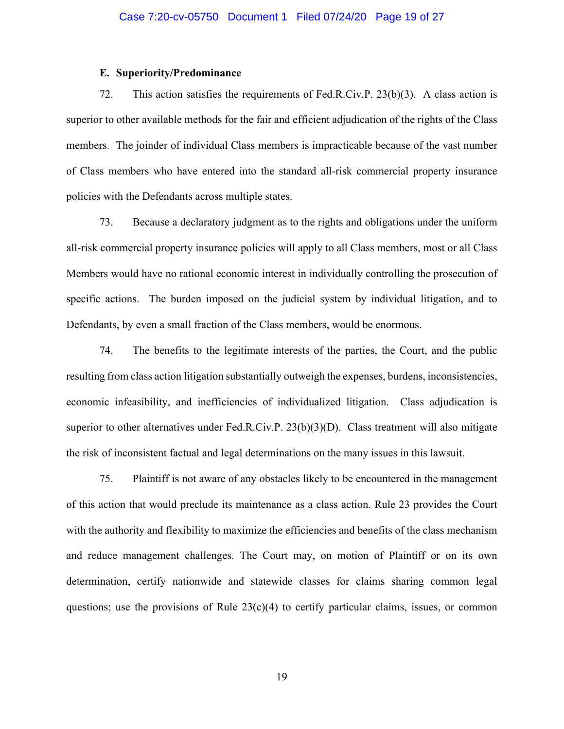### E. Superiority/Predominance

72. This action satisfies the requirements of Fed.R.Civ.P. 23(b)(3). A class action is superior to other available methods for the fair and efficient adjudication of the rights of the Class members. The joinder of individual Class members is impracticable because of the vast number of Class members who have entered into the standard all-risk commercial property insurance policies with the Defendants across multiple states.

73. Because a declaratory judgment as to the rights and obligations under the uniform all-risk commercial property insurance policies will apply to all Class members, most or all Class Members would have no rational economic interest in individually controlling the prosecution of specific actions. The burden imposed on the judicial system by individual litigation, and to Defendants, by even a small fraction of the Class members, would be enormous.

74. The benefits to the legitimate interests of the parties, the Court, and the public resulting from class action litigation substantially outweigh the expenses, burdens, inconsistencies, economic infeasibility, and inefficiencies of individualized litigation. Class adjudication is superior to other alternatives under Fed.R.Civ.P. 23(b)(3)(D). Class treatment will also mitigate the risk of inconsistent factual and legal determinations on the many issues in this lawsuit.

75. Plaintiff is not aware of any obstacles likely to be encountered in the management of this action that would preclude its maintenance as a class action. Rule 23 provides the Court with the authority and flexibility to maximize the efficiencies and benefits of the class mechanism and reduce management challenges. The Court may, on motion of Plaintiff or on its own determination, certify nationwide and statewide classes for claims sharing common legal questions; use the provisions of Rule 23(c)(4) to certify particular claims, issues, or common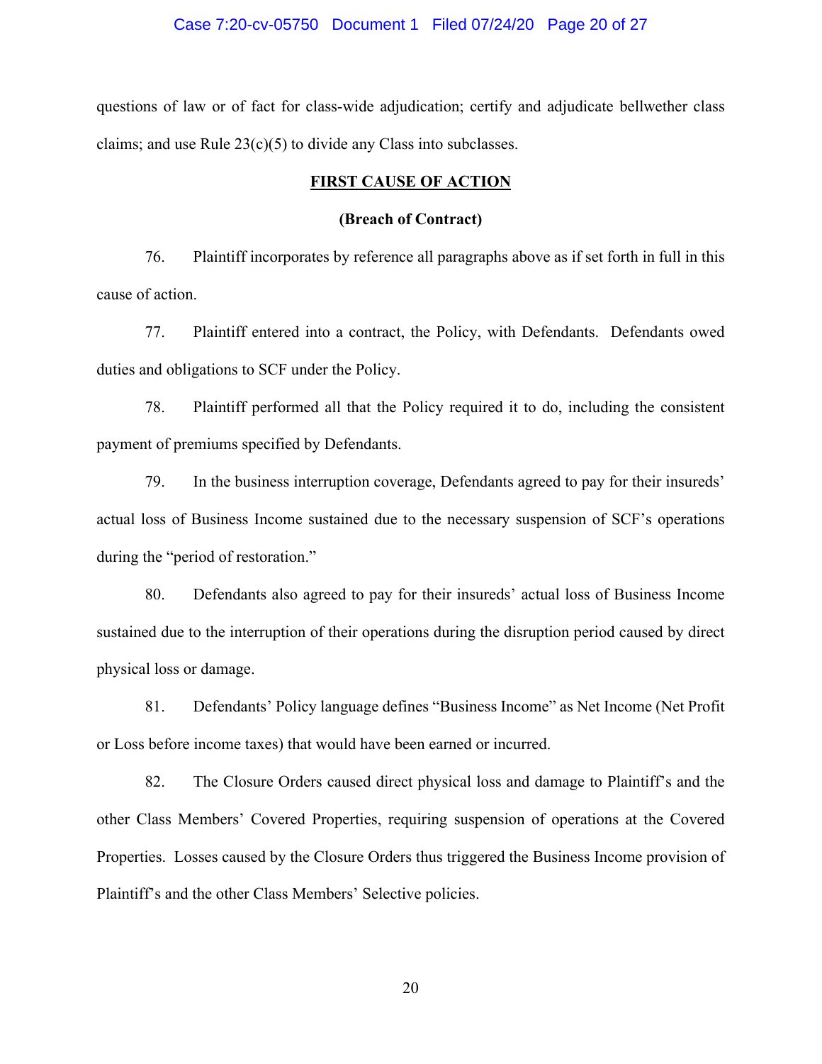questions of law or of fact for class-wide adjudication; certify and adjudicate bellwether class claims; and use Rule 23(c)(5) to divide any Class into subclasses.

**FIRST CAUSE OF ACTION**

**(Breach of Contract)**

76. Plaintiff incorporates by reference all paragraphs above as if set forth in full in this cause of action.

77. Plaintiff entered into a contract, the Policy, with Defendants. Defendants owed duties and obligations to SCF under the Policy.

78. Plaintiff performed all that the Policy required it to do, including the consistent payment of premiums specified by Defendants.

79. In the business interruption coverage, Defendants agreed to pay for their insureds' actual loss of Business Income sustained due to the necessary suspension of SCF's operations during the "period of restoration."

80. Defendants also agreed to pay for their insureds' actual loss of Business Income sustained due to the interruption of their operations during the disruption period caused by direct physical loss or damage.

81. Defendants' Policy language defines "Business Income" as Net Income (Net Profit or Loss before income taxes) that would have been earned or incurred.

82. The Closure Orders caused direct physical loss and damage to Plaintiff's and the other Class Members' Covered Properties, requiring suspension of operations at the Covered Properties. Losses caused by the Closure Orders thus triggered the Business Income provision of Plaintiff's and the other Class Members' Selective policies.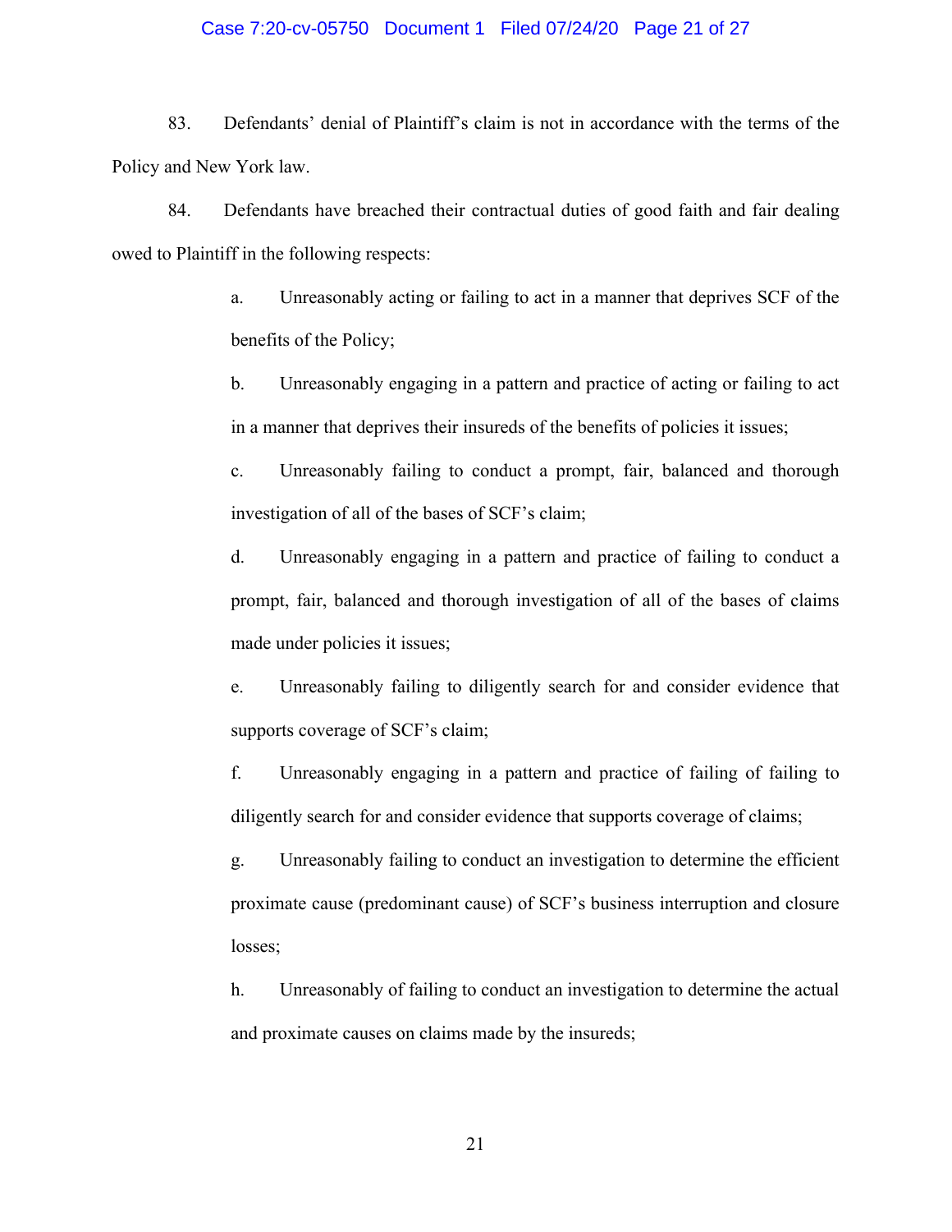83. Defendants' denial of Plaintiff's claim is not in accordance with the terms of the Policy and New York law.

84. Defendants have breached their contractual duties of good faith and fair dealing owed to Plaintiff in the following respects:

a. Unreasonably acting or failing to act in a manner that deprives SCF of the benefits of the Policy;

b. Unreasonably engaging in a pattern and practice of acting or failing to act in a manner that deprives their insureds of the benefits of policies it issues;

c. Unreasonably failing to conduct a prompt, fair, balanced and thorough investigation of all of the bases of SCF's claim;

d. Unreasonably engaging in a pattern and practice of failing to conduct a prompt, fair, balanced and thorough investigation of all of the bases of claims made under policies it issues;

e. Unreasonably failing to diligently search for and consider evidence that supports coverage of SCF's claim;

f. Unreasonably engaging in a pattern and practice of failing of failing to diligently search for and consider evidence that supports coverage of claims;

g. Unreasonably failing to conduct an investigation to determine the efficient proximate cause (predominant cause) of SCF's business interruption and closure losses;

h. Unreasonably of failing to conduct an investigation to determine the actual and proximate causes on claims made by the insureds;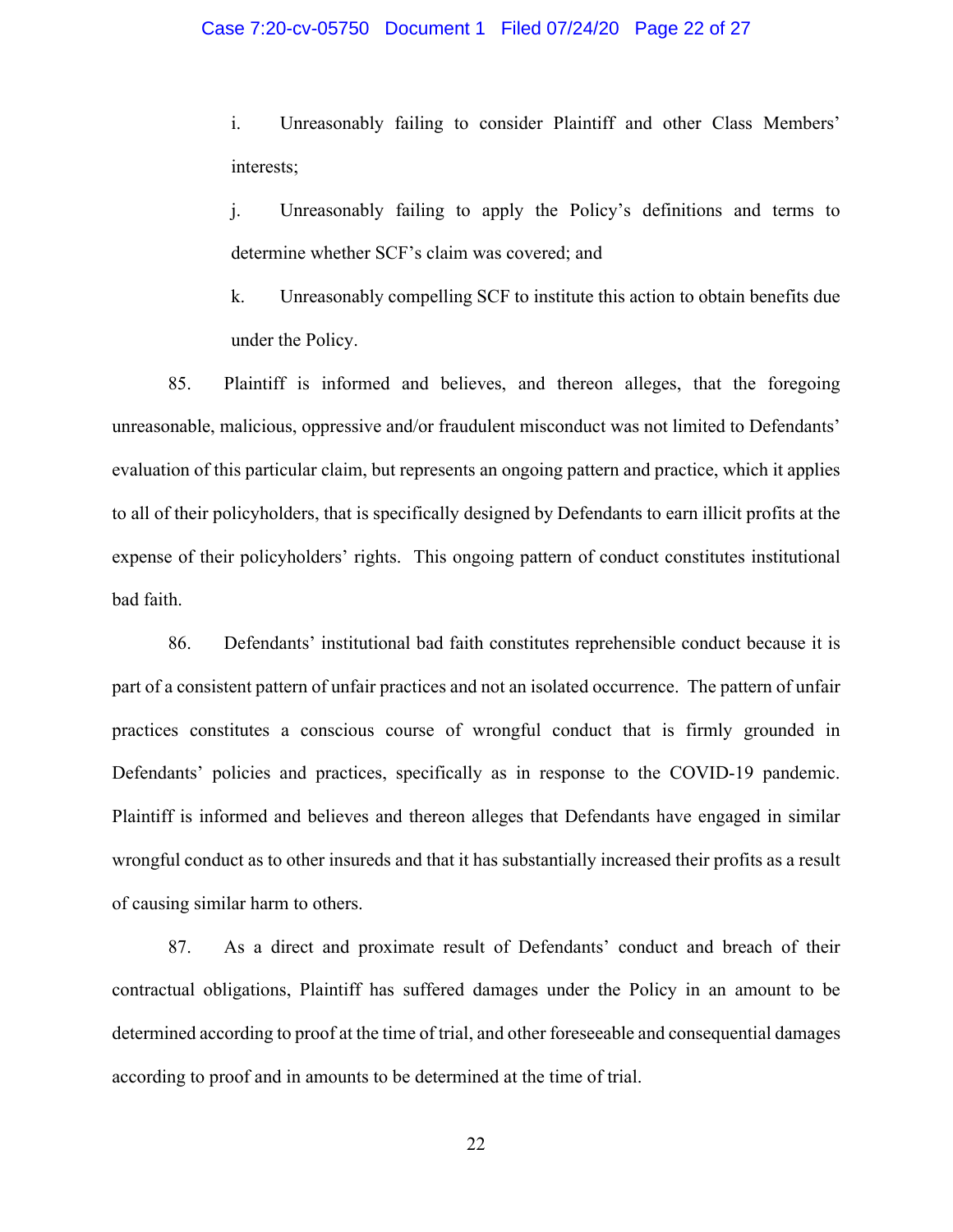i. Unreasonably failing to consider Plaintiff and other Class Members' interests;

j. Unreasonably failing to apply the Policy's definitions and terms to determine whether SCF's claim was covered; and

k. Unreasonably compelling SCF to institute this action to obtain benefits due under the Policy.

85. Plaintiff is informed and believes, and thereon alleges, that the foregoing unreasonable, malicious, oppressive and/or fraudulent misconduct was not limited to Defendants' evaluation of this particular claim, but represents an ongoing pattern and practice, which it applies to all of their policyholders, that is specifically designed by Defendants to earn illicit profits at the expense of their policyholders' rights. This ongoing pattern of conduct constitutes institutional bad faith.

86. Defendants' institutional bad faith constitutes reprehensible conduct because it is part of a consistent pattern of unfair practices and not an isolated occurrence. The pattern of unfair practices constitutes a conscious course of wrongful conduct that is firmly grounded in Defendants' policies and practices, specifically as in response to the COVID-19 pandemic. Plaintiff is informed and believes and thereon alleges that Defendants have engaged in similar wrongful conduct as to other insureds and that it has substantially increased their profits as a result of causing similar harm to others.

87. As a direct and proximate result of Defendants' conduct and breach of their contractual obligations, Plaintiff has suffered damages under the Policy in an amount to be determined according to proof at the time of trial, and other foreseeable and consequential damages according to proof and in amounts to be determined at the time of trial.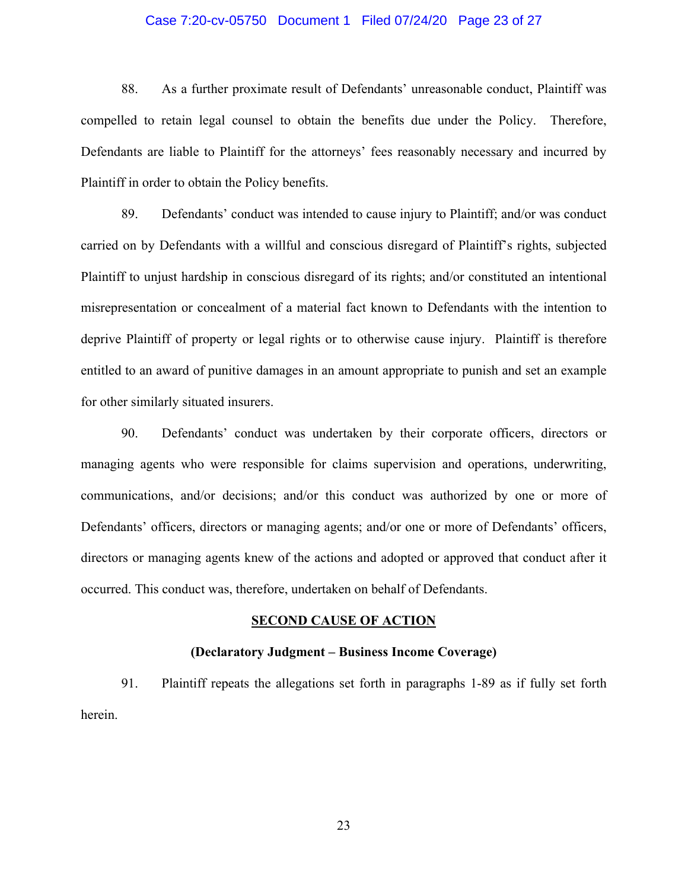88. As a further proximate result of Defendants' unreasonable conduct, Plaintiff was compelled to retain legal counsel to obtain the benefits due under the Policy. Therefore, Defendants are liable to Plaintiff for the attorneys' fees reasonably necessary and incurred by Plaintiff in order to obtain the Policy benefits.

89. Defendants' conduct was intended to cause injury to Plaintiff; and/or was conduct carried on by Defendants with a willful and conscious disregard of Plaintiff's rights, subjected Plaintiff to unjust hardship in conscious disregard of its rights; and/or constituted an intentional misrepresentation or concealment of a material fact known to Defendants with the intention to deprive Plaintiff of property or legal rights or to otherwise cause injury. Plaintiff is therefore entitled to an award of punitive damages in an amount appropriate to punish and set an example for other similarly situated insurers.

90. Defendants' conduct was undertaken by their corporate officers, directors or managing agents who were responsible for claims supervision and operations, underwriting, communications, and/or decisions; and/or this conduct was authorized by one or more of Defendants' officers, directors or managing agents; and/or one or more of Defendants' officers, directors or managing agents knew of the actions and adopted or approved that conduct after it occurred. This conduct was, therefore, undertaken on behalf of Defendants.

## SECOND CAUSE OF ACTION

### (Declaratory Judgment – Business Income Coverage)

91. Plaintiff repeats the allegations set forth in paragraphs 1-89 as if fully set forth herein.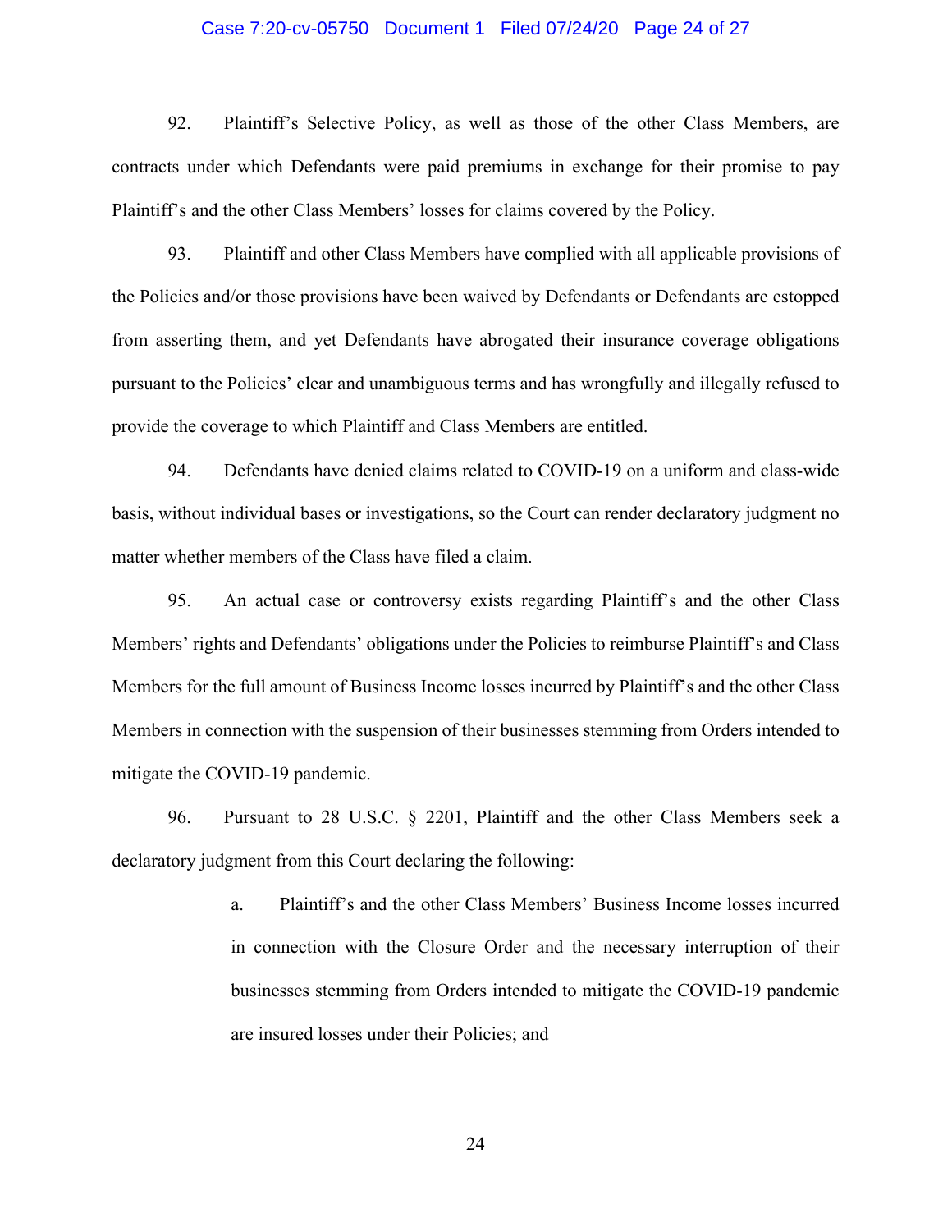92. Plaintiff's Selective Policy, as well as those of the other Class Members, are contracts under which Defendants were paid premiums in exchange for their promise to pay Plaintiff's and the other Class Members' losses for claims covered by the Policy.

93. Plaintiff and other Class Members have complied with all applicable provisions of the Policies and/or those provisions have been waived by Defendants or Defendants are estopped from asserting them, and yet Defendants have abrogated their insurance coverage obligations pursuant to the Policies' clear and unambiguous terms and has wrongfully and illegally refused to provide the coverage to which Plaintiff and Class Members are entitled.

94. Defendants have denied claims related to COVID-19 on a uniform and class-wide basis, without individual bases or investigations, so the Court can render declaratory judgment no matter whether members of the Class have filed a claim.

95. An actual case or controversy exists regarding Plaintiff's and the other Class Members' rights and Defendants' obligations under the Policies to reimburse Plaintiff's and Class Members for the full amount of Business Income losses incurred by Plaintiff's and the other Class Members in connection with the suspension of their businesses stemming from Orders intended to mitigate the COVID-19 pandemic.

96. Pursuant to 28 U.S.C. § 2201, Plaintiff and the other Class Members seek a declaratory judgment from this Court declaring the following:

> a. Plaintiff's and the other Class Members' Business Income losses incurred in connection with the Closure Order and the necessary interruption of their businesses stemming from Orders intended to mitigate the COVID-19 pandemic are insured losses under their Policies; and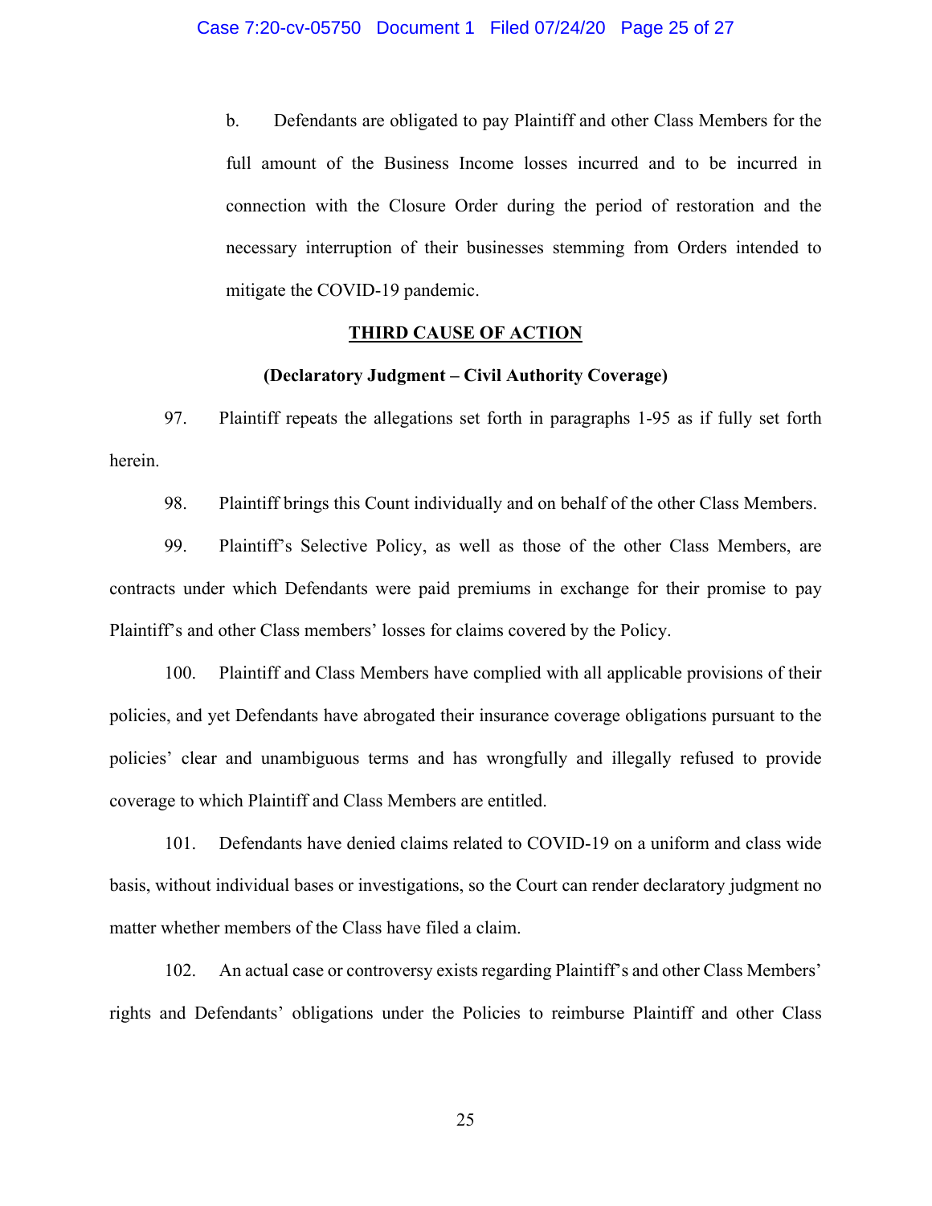b. Defendants are obligated to pay Plaintiff and other Class Members for the full amount of the Business Income losses incurred and to be incurred in connection with the Closure Order during the period of restoration and the necessary interruption of their businesses stemming from Orders intended to mitigate the COVID-19 pandemic.

## THIRD CAUSE OF ACTION

**(Declaratory Judgment – Civil Authority Coverage)**

97. Plaintiff repeats the allegations set forth in paragraphs 1-95 as if fully set forth herein.

98. Plaintiff brings this Count individually and on behalf of the other Class Members.

99. Plaintiff's Selective Policy, as well as those of the other Class Members, are contracts under which Defendants were paid premiums in exchange for their promise to pay Plaintiff's and other Class members' losses for claims covered by the Policy.

100. Plaintiff and Class Members have complied with all applicable provisions of their policies, and yet Defendants have abrogated their insurance coverage obligations pursuant to the policies' clear and unambiguous terms and has wrongfully and illegally refused to provide coverage to which Plaintiff and Class Members are entitled.

101. Defendants have denied claims related to COVID-19 on a uniform and class wide basis, without individual bases or investigations, so the Court can render declaratory judgment no matter whether members of the Class have filed a claim.

102. An actual case or controversy exists regarding Plaintiff's and other Class Members' rights and Defendants' obligations under the Policies to reimburse Plaintiff and other Class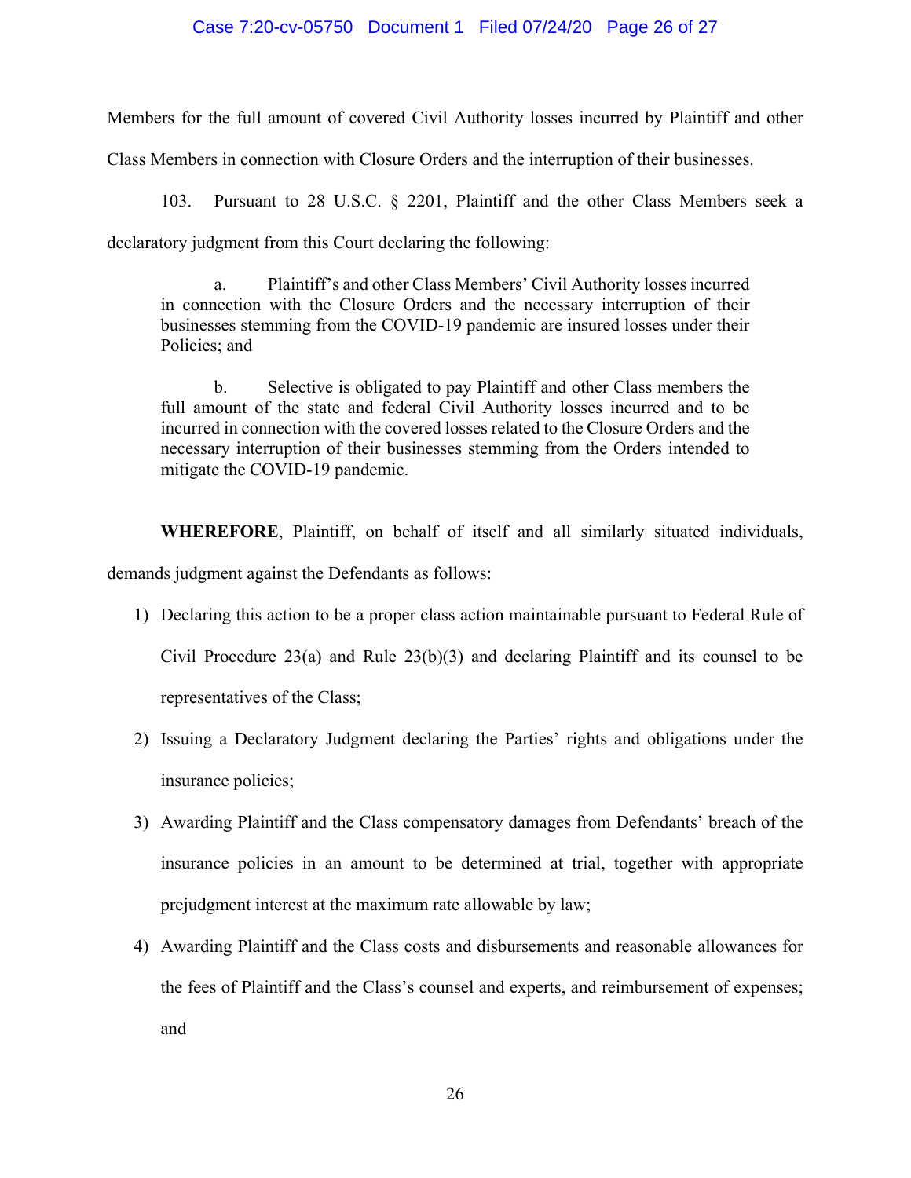Members for the full amount of covered Civil Authority losses incurred by Plaintiff and other Class Members in connection with Closure Orders and the interruption of their businesses.

103. Pursuant to 28 U.S.C. § 2201, Plaintiff and the other Class Members seek a declaratory judgment from this Court declaring the following:

> a. Plaintiff's and other Class Members' Civil Authority losses incurred in connection with the Closure Orders and the necessary interruption of their businesses stemming from the COVID-19 pandemic are insured losses under their Policies; and
>
> b. Selective is obligated to pay Plaintiff and other Class members the full amount of the state and federal Civil Authority losses incurred and to be incurred in connection with the covered losses related to the Closure Orders and the necessary interruption of their businesses stemming from the Orders intended to mitigate the COVID-19 pandemic.

**WHEREFORE**, Plaintiff, on behalf of itself and all similarly situated individuals, demands judgment against the Defendants as follows:

1) Declaring this action to be a proper class action maintainable pursuant to Federal Rule of Civil Procedure 23(a) and Rule 23(b)(3) and declaring Plaintiff and its counsel to be representatives of the Class;

2) Issuing a Declaratory Judgment declaring the Parties' rights and obligations under the insurance policies;

3) Awarding Plaintiff and the Class compensatory damages from Defendants' breach of the insurance policies in an amount to be determined at trial, together with appropriate prejudgment interest at the maximum rate allowable by law;

4) Awarding Plaintiff and the Class costs and disbursements and reasonable allowances for the fees of Plaintiff and the Class's counsel and experts, and reimbursement of expenses; and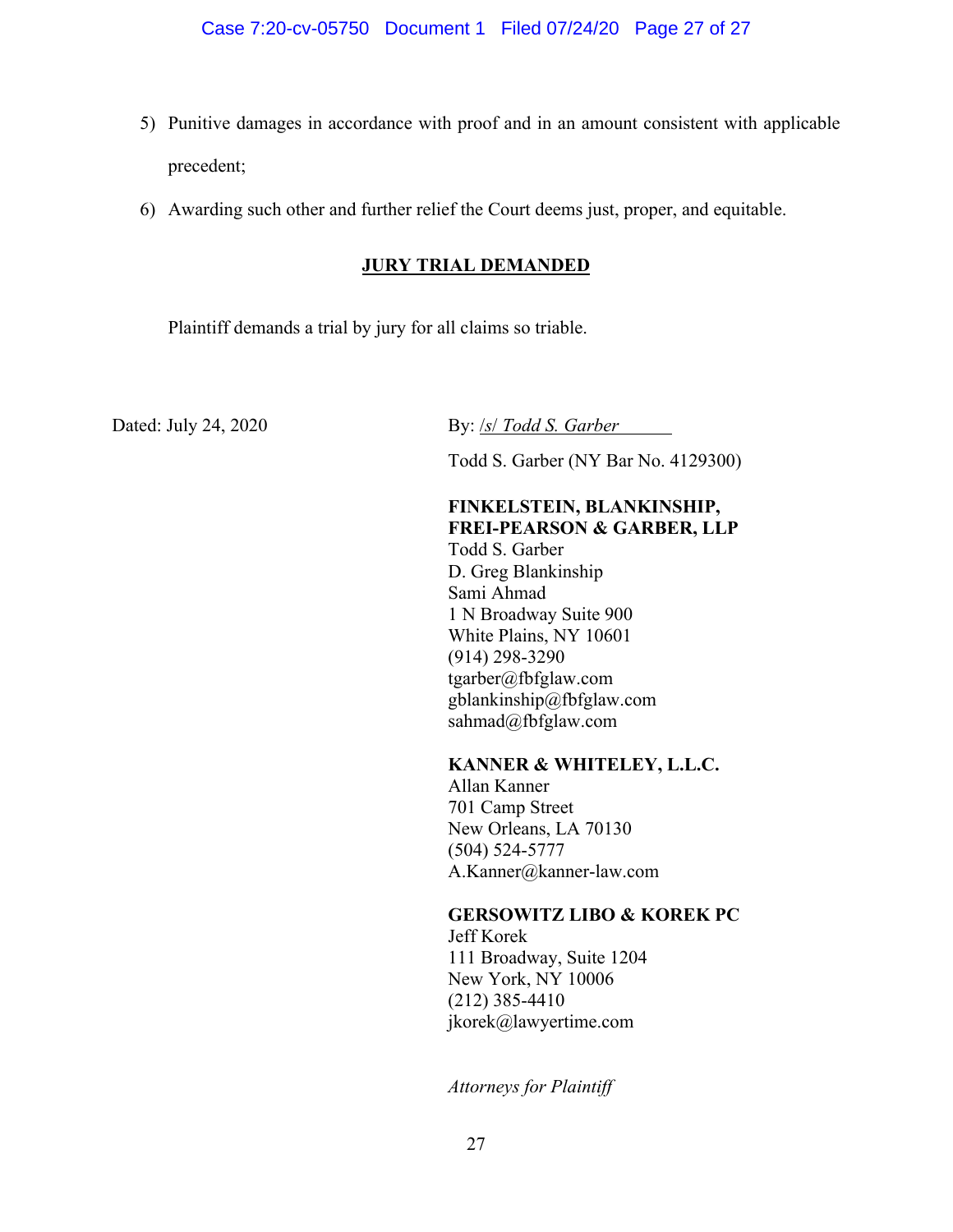5) Punitive damages in accordance with proof and in an amount consistent with applicable precedent;

6) Awarding such other and further relief the Court deems just, proper, and equitable.

**JURY TRIAL DEMANDED**

Plaintiff demands a trial by jury for all claims so triable.

Dated: July 24, 2020

By: /s/ *Todd S. Garber*

Todd S. Garber (NY Bar No. 4129300)

**FINKELSTEIN, BLANKINSHIP, FREI-PEARSON & GARBER, LLP**
Todd S. Garber
D. Greg Blankinship
Sami Ahmad
1 N Broadway Suite 900
White Plains, NY 10601
(914) 298-3290
tgarber@fbfglaw.com
gblankinship@fbfglaw.com
sahmad@fbfglaw.com

**KANNER & WHITELEY, L.L.C.**
Allan Kanner
701 Camp Street
New Orleans, LA 70130
(504) 524-5777
A.Kanner@kanner-law.com

**GERSOWITZ LIBO & KOREK PC**
Jeff Korek
111 Broadway, Suite 1204
New York, NY 10006
(212) 385-4410
jkorek@lawyertime.com

*Attorneys for Plaintiff*